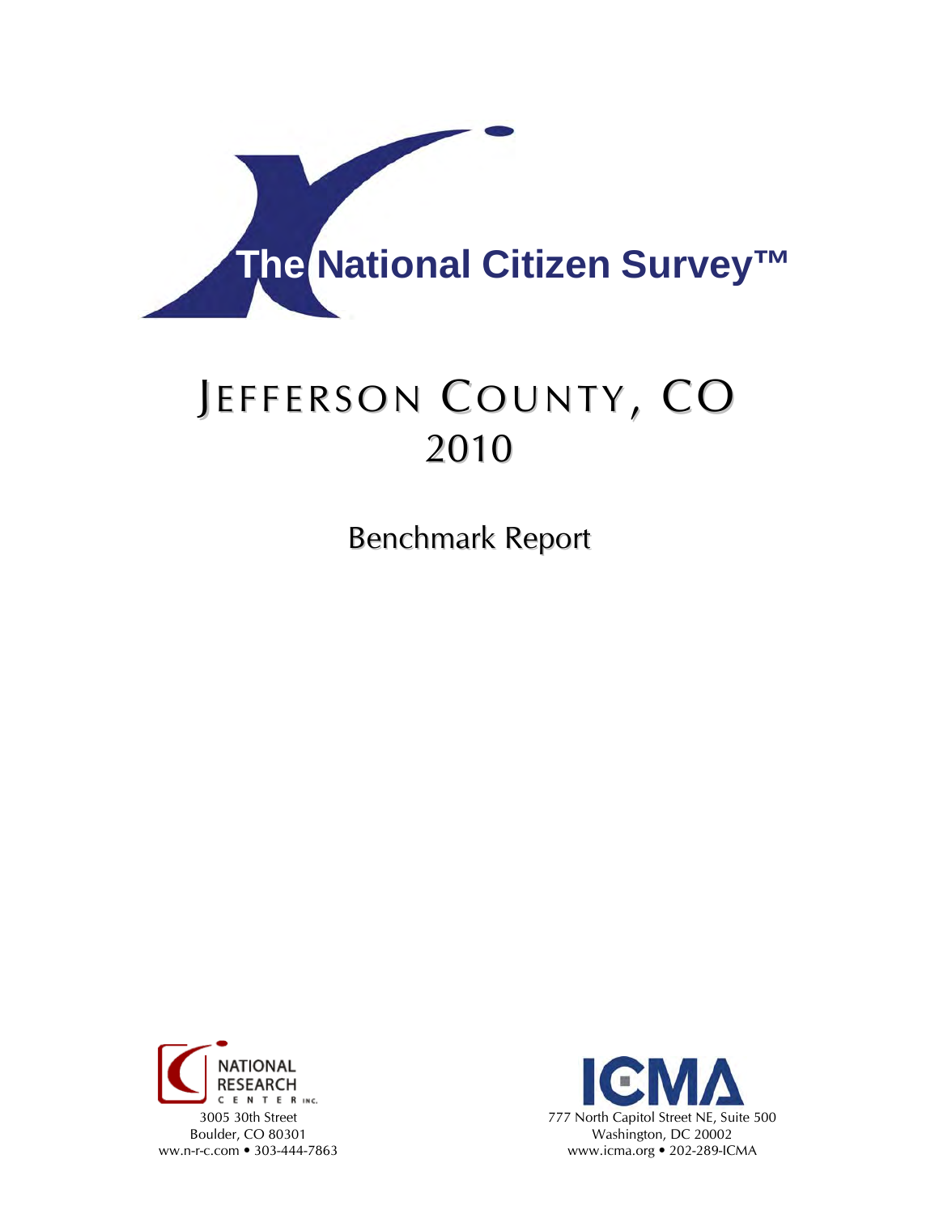# The National Citizen Survey™

# Jefferson County, CO
# 2010

## Benchmark Report

NATIONAL RESEARCH CENTER INC.
3005 30th Street
Boulder, CO 80301
ww.n-r-c.com • 303-444-7863

ICMA
777 North Capitol Street NE, Suite 500
Washington, DC 20002
www.icma.org • 202-289-ICMA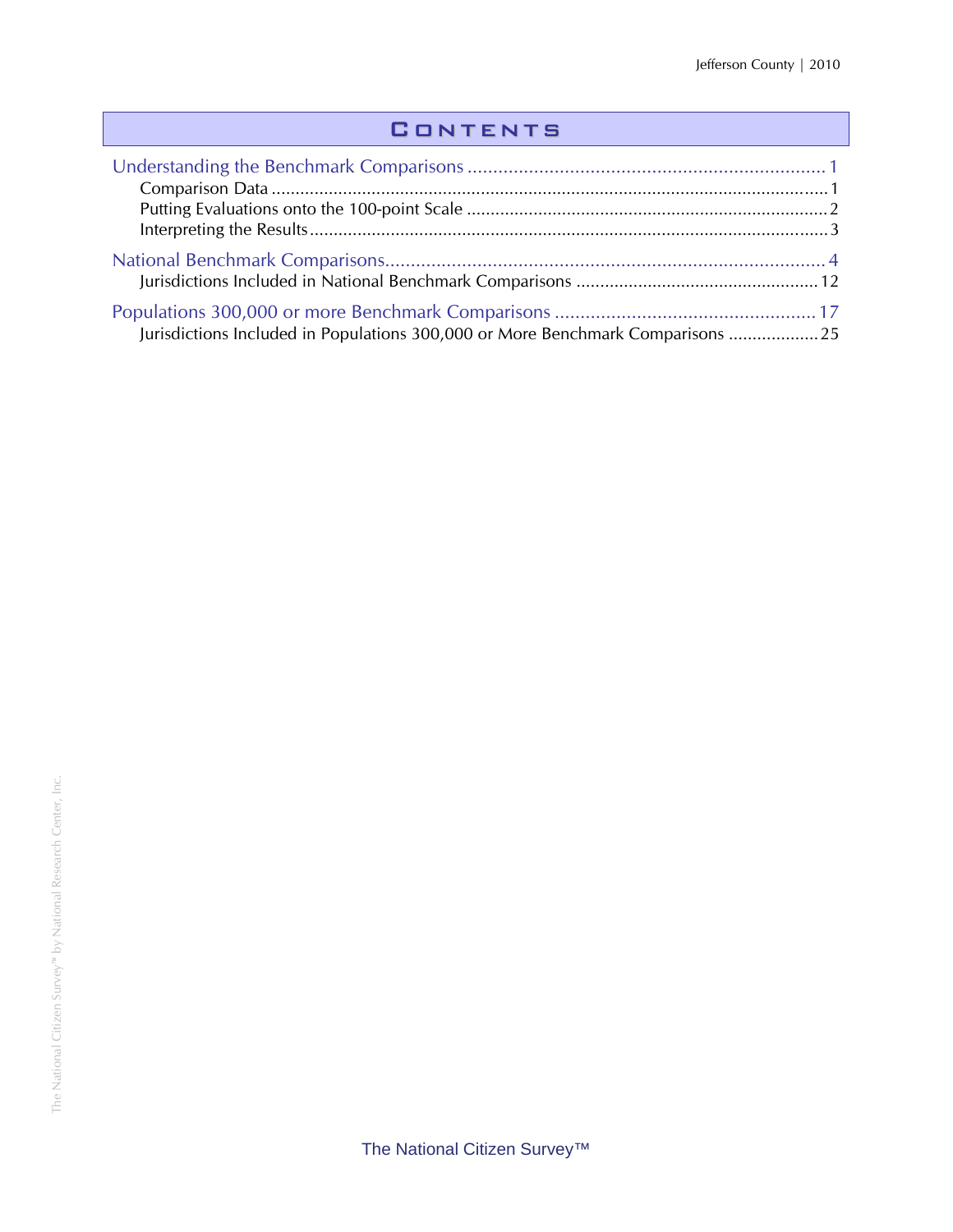# Contents

Understanding the Benchmark Comparisons ........ 1
- Comparison Data ........ 1
- Putting Evaluations onto the 100-point Scale ........ 2
- Interpreting the Results ........ 3

National Benchmark Comparisons........ 4
- Jurisdictions Included in National Benchmark Comparisons ........ 12

Populations 300,000 or more Benchmark Comparisons ........ 17
- Jurisdictions Included in Populations 300,000 or More Benchmark Comparisons ........ 25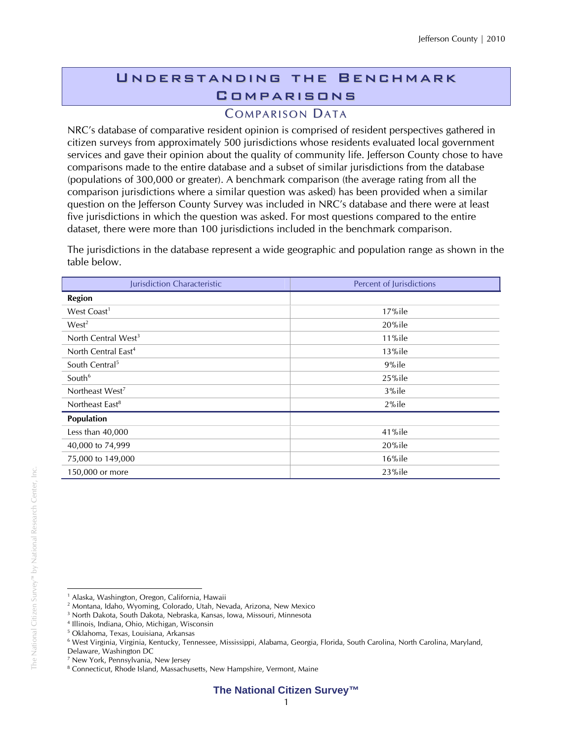# Understanding the Benchmark Comparisons

## Comparison Data

NRC's database of comparative resident opinion is comprised of resident perspectives gathered in citizen surveys from approximately 500 jurisdictions whose residents evaluated local government services and gave their opinion about the quality of community life. Jefferson County chose to have comparisons made to the entire database and a subset of similar jurisdictions from the database (populations of 300,000 or greater). A benchmark comparison (the average rating from all the comparison jurisdictions where a similar question was asked) has been provided when a similar question on the Jefferson County Survey was included in NRC's database and there were at least five jurisdictions in which the question was asked. For most questions compared to the entire dataset, there were more than 100 jurisdictions included in the benchmark comparison.

The jurisdictions in the database represent a wide geographic and population range as shown in the table below.

| Jurisdiction Characteristic | Percent of Jurisdictions |
|---|---|
| **Region** | |
| West Coast[1] | 17%ile |
| West[2] | 20%ile |
| North Central West[3] | 11%ile |
| North Central East[4] | 13%ile |
| South Central[5] | 9%ile |
| South[6] | 25%ile |
| Northeast West[7] | 3%ile |
| Northeast East[8] | 2%ile |
| **Population** | |
| Less than 40,000 | 41%ile |
| 40,000 to 74,999 | 20%ile |
| 75,000 to 149,000 | 16%ile |
| 150,000 or more | 23%ile |

[1] Alaska, Washington, Oregon, California, Hawaii
[2] Montana, Idaho, Wyoming, Colorado, Utah, Nevada, Arizona, New Mexico
[3] North Dakota, South Dakota, Nebraska, Kansas, Iowa, Missouri, Minnesota
[4] Illinois, Indiana, Ohio, Michigan, Wisconsin
[5] Oklahoma, Texas, Louisiana, Arkansas
[6] West Virginia, Virginia, Kentucky, Tennessee, Mississippi, Alabama, Georgia, Florida, South Carolina, North Carolina, Maryland, Delaware, Washington DC
[7] New York, Pennsylvania, New Jersey
[8] Connecticut, Rhode Island, Massachusetts, New Hampshire, Vermont, Maine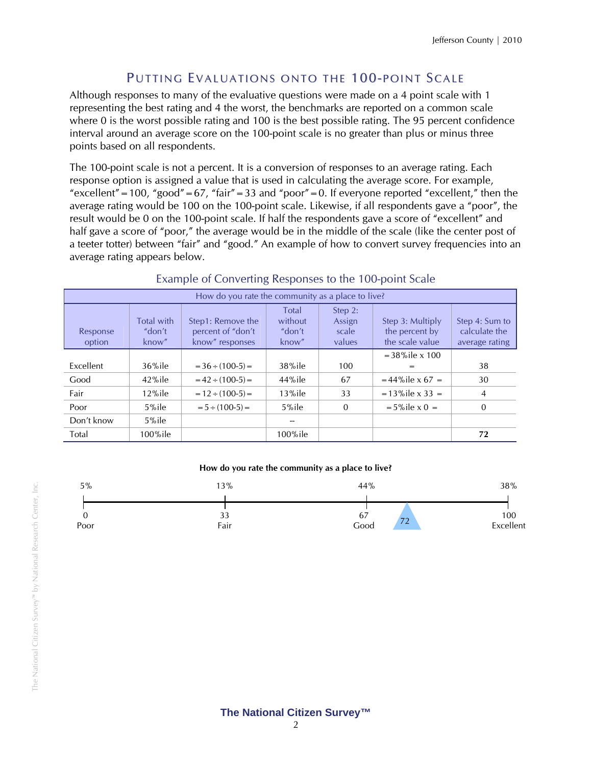## Putting Evaluations onto the 100-point Scale

Although responses to many of the evaluative questions were made on a 4 point scale with 1 representing the best rating and 4 the worst, the benchmarks are reported on a common scale where 0 is the worst possible rating and 100 is the best possible rating. The 95 percent confidence interval around an average score on the 100-point scale is no greater than plus or minus three points based on all respondents.

The 100-point scale is not a percent. It is a conversion of responses to an average rating. Each response option is assigned a value that is used in calculating the average score. For example, "excellent" = 100, "good" = 67, "fair" = 33 and "poor" = 0. If everyone reported "excellent," then the average rating would be 100 on the 100-point scale. Likewise, if all respondents gave a "poor", the result would be 0 on the 100-point scale. If half the respondents gave a score of "excellent" and half gave a score of "poor," the average would be in the middle of the scale (like the center post of a teeter totter) between "fair" and "good." An example of how to convert survey frequencies into an average rating appears below.

### Example of Converting Responses to the 100-point Scale

| How do you rate the community as a place to live? | | | | | | |
|---|---|---|---|---|---|---|
| Response option | Total with "don't know" | Step1: Remove the percent of "don't know" responses | Total without "don't know" | Step 2: Assign scale values | Step 3: Multiply the percent by the scale value | Step 4: Sum to calculate the average rating |
| Excellent | 36%ile | = 36 ÷ (100-5) = | 38%ile | 100 | = 38%ile x 100 = | 38 |
| Good | 42%ile | = 42 ÷ (100-5) = | 44%ile | 67 | = 44%ile x 67 = | 30 |
| Fair | 12%ile | = 12 ÷ (100-5) = | 13%ile | 33 | = 13%ile x 33 = | 4 |
| Poor | 5%ile | = 5 ÷ (100-5) = | 5%ile | 0 | = 5%ile x 0 = | 0 |
| Don't know | 5%ile | | -- | | | |
| Total | 100%ile | | 100%ile | | | **72** |

**How do you rate the community as a place to live?**

| 5% | 13% | 44% | | 38% |
|---|---|---|---|---|
| 0 Poor | 33 Fair | 67 Good | 72 | 100 Excellent |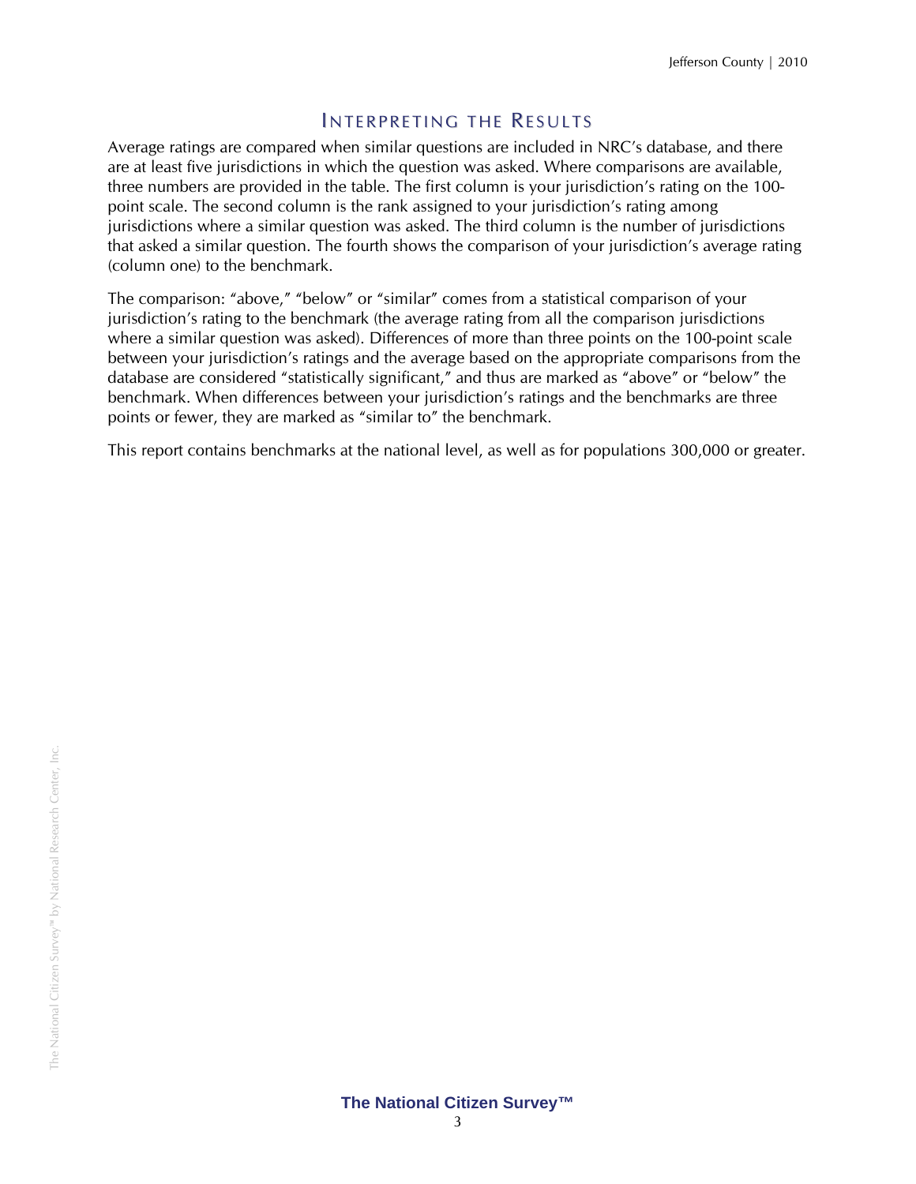# Interpreting the Results

Average ratings are compared when similar questions are included in NRC's database, and there are at least five jurisdictions in which the question was asked. Where comparisons are available, three numbers are provided in the table. The first column is your jurisdiction's rating on the 100-point scale. The second column is the rank assigned to your jurisdiction's rating among jurisdictions where a similar question was asked. The third column is the number of jurisdictions that asked a similar question. The fourth shows the comparison of your jurisdiction's average rating (column one) to the benchmark.

The comparison: "above," "below" or "similar" comes from a statistical comparison of your jurisdiction's rating to the benchmark (the average rating from all the comparison jurisdictions where a similar question was asked). Differences of more than three points on the 100-point scale between your jurisdiction's ratings and the average based on the appropriate comparisons from the database are considered "statistically significant," and thus are marked as "above" or "below" the benchmark. When differences between your jurisdiction's ratings and the benchmarks are three points or fewer, they are marked as "similar to" the benchmark.

This report contains benchmarks at the national level, as well as for populations 300,000 or greater.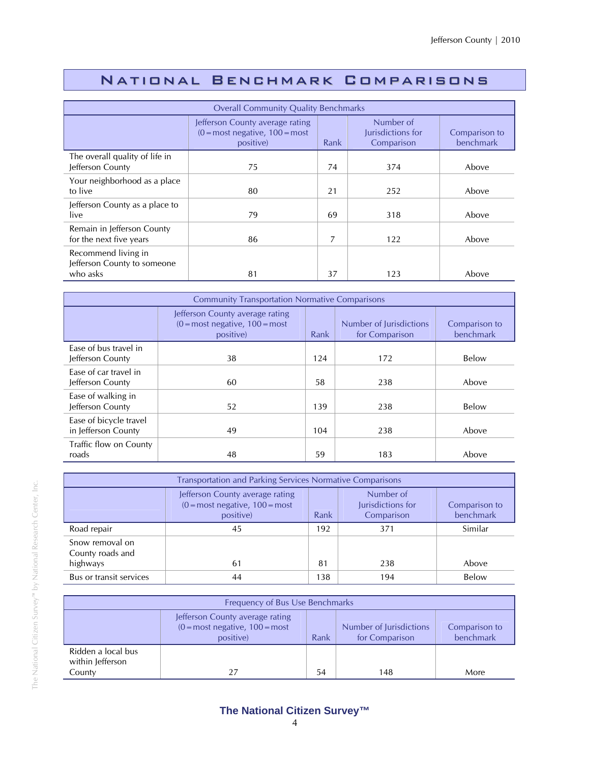# National Benchmark Comparisons

| Overall Community Quality Benchmarks | | | | |
|---|---|---|---|---|
| | Jefferson County average rating (0 = most negative, 100 = most positive) | Rank | Number of Jurisdictions for Comparison | Comparison to benchmark |
| The overall quality of life in Jefferson County | 75 | 74 | 374 | Above |
| Your neighborhood as a place to live | 80 | 21 | 252 | Above |
| Jefferson County as a place to live | 79 | 69 | 318 | Above |
| Remain in Jefferson County for the next five years | 86 | 7 | 122 | Above |
| Recommend living in Jefferson County to someone who asks | 81 | 37 | 123 | Above |

| Community Transportation Normative Comparisons | | | | |
|---|---|---|---|---|
| | Jefferson County average rating (0 = most negative, 100 = most positive) | Rank | Number of Jurisdictions for Comparison | Comparison to benchmark |
| Ease of bus travel in Jefferson County | 38 | 124 | 172 | Below |
| Ease of car travel in Jefferson County | 60 | 58 | 238 | Above |
| Ease of walking in Jefferson County | 52 | 139 | 238 | Below |
| Ease of bicycle travel in Jefferson County | 49 | 104 | 238 | Above |
| Traffic flow on County roads | 48 | 59 | 183 | Above |

| Transportation and Parking Services Normative Comparisons | | | | |
|---|---|---|---|---|
| | Jefferson County average rating (0 = most negative, 100 = most positive) | Rank | Number of Jurisdictions for Comparison | Comparison to benchmark |
| Road repair | 45 | 192 | 371 | Similar |
| Snow removal on County roads and highways | 61 | 81 | 238 | Above |
| Bus or transit services | 44 | 138 | 194 | Below |

| Frequency of Bus Use Benchmarks | | | | |
|---|---|---|---|---|
| | Jefferson County average rating (0 = most negative, 100 = most positive) | Rank | Number of Jurisdictions for Comparison | Comparison to benchmark |
| Ridden a local bus within Jefferson County | 27 | 54 | 148 | More |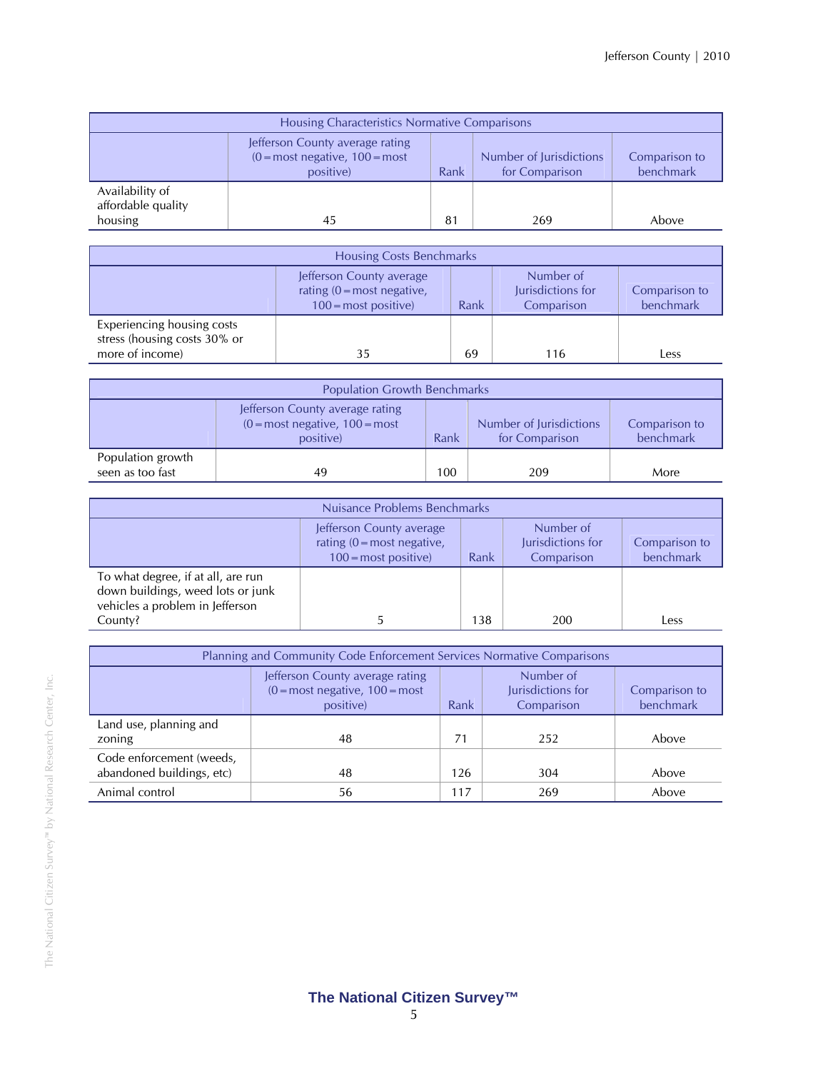| Housing Characteristics Normative Comparisons | | | | |
|---|---|---|---|---|
| | Jefferson County average rating (0 = most negative, 100 = most positive) | Rank | Number of Jurisdictions for Comparison | Comparison to benchmark |
| Availability of affordable quality housing | 45 | 81 | 269 | Above |

| Housing Costs Benchmarks | | | | |
|---|---|---|---|---|
| | Jefferson County average rating (0 = most negative, 100 = most positive) | Rank | Number of Jurisdictions for Comparison | Comparison to benchmark |
| Experiencing housing costs stress (housing costs 30% or more of income) | 35 | 69 | 116 | Less |

| Population Growth Benchmarks | | | | |
|---|---|---|---|---|
| | Jefferson County average rating (0 = most negative, 100 = most positive) | Rank | Number of Jurisdictions for Comparison | Comparison to benchmark |
| Population growth seen as too fast | 49 | 100 | 209 | More |

| Nuisance Problems Benchmarks | | | | |
|---|---|---|---|---|
| | Jefferson County average rating (0 = most negative, 100 = most positive) | Rank | Number of Jurisdictions for Comparison | Comparison to benchmark |
| To what degree, if at all, are run down buildings, weed lots or junk vehicles a problem in Jefferson County? | 5 | 138 | 200 | Less |

| Planning and Community Code Enforcement Services Normative Comparisons | | | | |
|---|---|---|---|---|
| | Jefferson County average rating (0 = most negative, 100 = most positive) | Rank | Number of Jurisdictions for Comparison | Comparison to benchmark |
| Land use, planning and zoning | 48 | 71 | 252 | Above |
| Code enforcement (weeds, abandoned buildings, etc) | 48 | 126 | 304 | Above |
| Animal control | 56 | 117 | 269 | Above |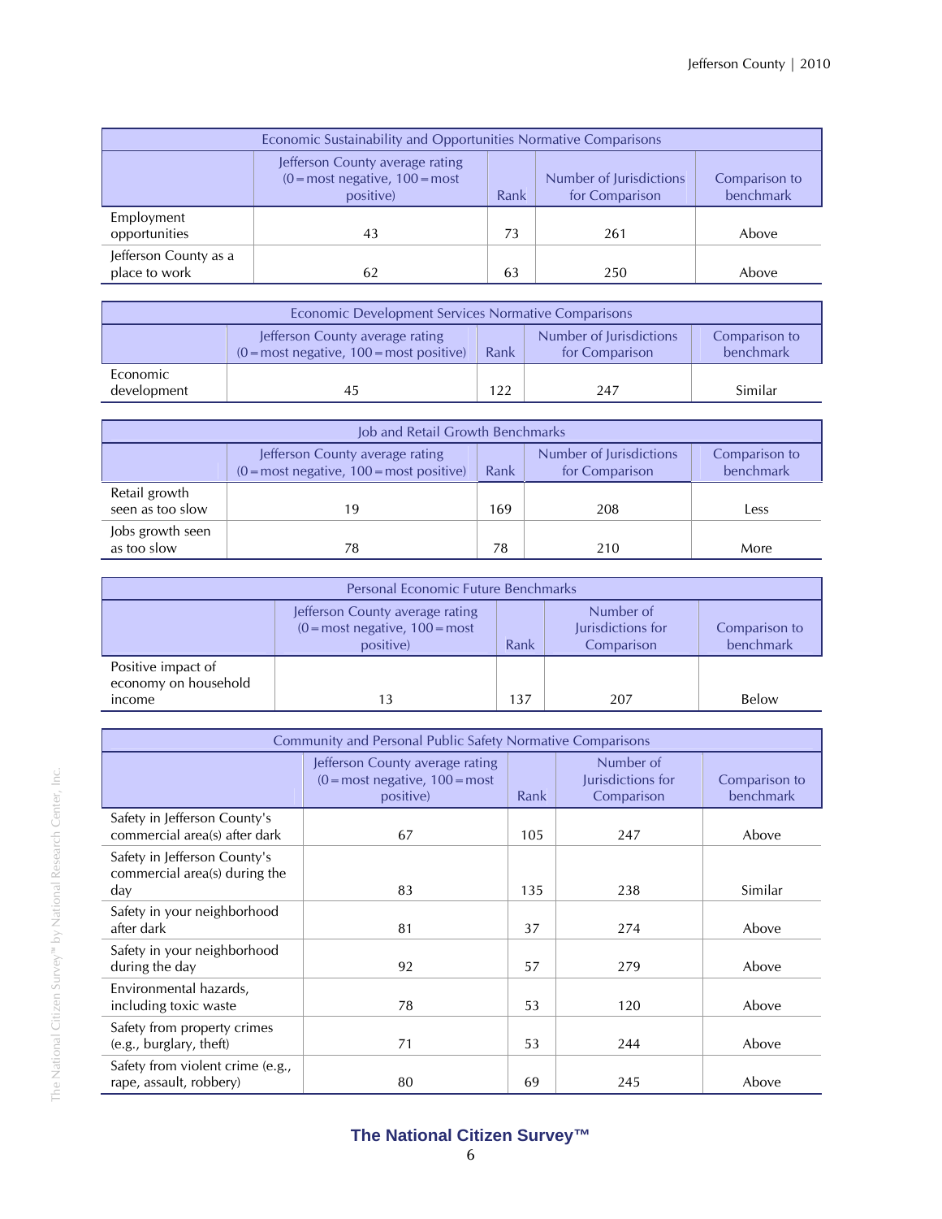| Economic Sustainability and Opportunities Normative Comparisons | | | | |
|---|---|---|---|---|
| | Jefferson County average rating (0 = most negative, 100 = most positive) | Rank | Number of Jurisdictions for Comparison | Comparison to benchmark |
| Employment opportunities | 43 | 73 | 261 | Above |
| Jefferson County as a place to work | 62 | 63 | 250 | Above |

| Economic Development Services Normative Comparisons | | | | |
|---|---|---|---|---|
| | Jefferson County average rating (0 = most negative, 100 = most positive) | Rank | Number of Jurisdictions for Comparison | Comparison to benchmark |
| Economic development | 45 | 122 | 247 | Similar |

| Job and Retail Growth Benchmarks | | | | |
|---|---|---|---|---|
| | Jefferson County average rating (0 = most negative, 100 = most positive) | Rank | Number of Jurisdictions for Comparison | Comparison to benchmark |
| Retail growth seen as too slow | 19 | 169 | 208 | Less |
| Jobs growth seen as too slow | 78 | 78 | 210 | More |

| Personal Economic Future Benchmarks | | | | |
|---|---|---|---|---|
| | Jefferson County average rating (0 = most negative, 100 = most positive) | Rank | Number of Jurisdictions for Comparison | Comparison to benchmark |
| Positive impact of economy on household income | 13 | 137 | 207 | Below |

| Community and Personal Public Safety Normative Comparisons | | | | |
|---|---|---|---|---|
| | Jefferson County average rating (0 = most negative, 100 = most positive) | Rank | Number of Jurisdictions for Comparison | Comparison to benchmark |
| Safety in Jefferson County's commercial area(s) after dark | 67 | 105 | 247 | Above |
| Safety in Jefferson County's commercial area(s) during the day | 83 | 135 | 238 | Similar |
| Safety in your neighborhood after dark | 81 | 37 | 274 | Above |
| Safety in your neighborhood during the day | 92 | 57 | 279 | Above |
| Environmental hazards, including toxic waste | 78 | 53 | 120 | Above |
| Safety from property crimes (e.g., burglary, theft) | 71 | 53 | 244 | Above |
| Safety from violent crime (e.g., rape, assault, robbery) | 80 | 69 | 245 | Above |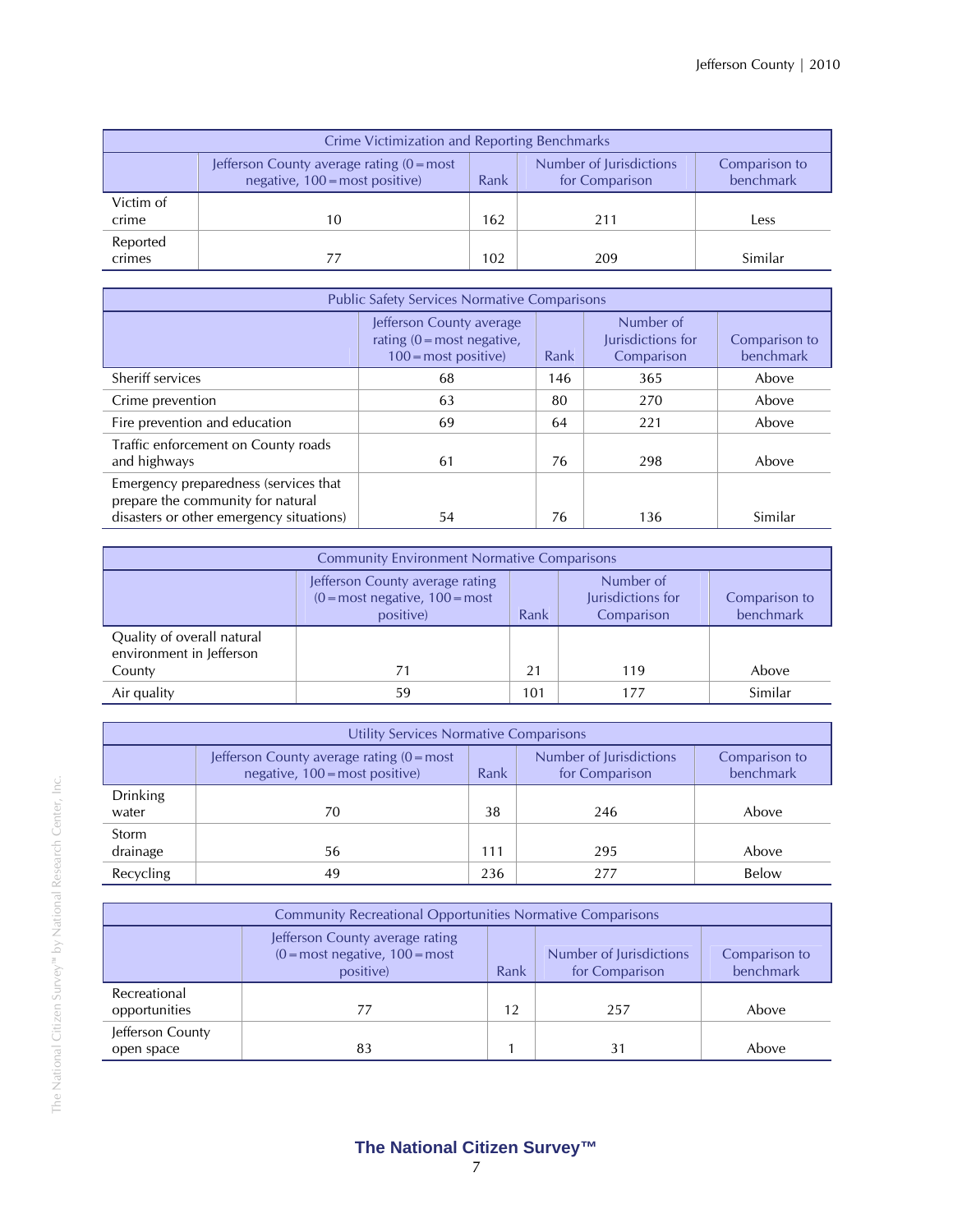| Crime Victimization and Reporting Benchmarks | | | | |
|---|---|---|---|---|
| | Jefferson County average rating (0=most negative, 100=most positive) | Rank | Number of Jurisdictions for Comparison | Comparison to benchmark |
| Victim of crime | 10 | 162 | 211 | Less |
| Reported crimes | 77 | 102 | 209 | Similar |

| Public Safety Services Normative Comparisons | | | | |
|---|---|---|---|---|
| | Jefferson County average rating (0=most negative, 100=most positive) | Rank | Number of Jurisdictions for Comparison | Comparison to benchmark |
| Sheriff services | 68 | 146 | 365 | Above |
| Crime prevention | 63 | 80 | 270 | Above |
| Fire prevention and education | 69 | 64 | 221 | Above |
| Traffic enforcement on County roads and highways | 61 | 76 | 298 | Above |
| Emergency preparedness (services that prepare the community for natural disasters or other emergency situations) | 54 | 76 | 136 | Similar |

| Community Environment Normative Comparisons | | | | |
|---|---|---|---|---|
| | Jefferson County average rating (0=most negative, 100=most positive) | Rank | Number of Jurisdictions for Comparison | Comparison to benchmark |
| Quality of overall natural environment in Jefferson County | 71 | 21 | 119 | Above |
| Air quality | 59 | 101 | 177 | Similar |

| Utility Services Normative Comparisons | | | | |
|---|---|---|---|---|
| | Jefferson County average rating (0=most negative, 100=most positive) | Rank | Number of Jurisdictions for Comparison | Comparison to benchmark |
| Drinking water | 70 | 38 | 246 | Above |
| Storm drainage | 56 | 111 | 295 | Above |
| Recycling | 49 | 236 | 277 | Below |

| Community Recreational Opportunities Normative Comparisons | | | | |
|---|---|---|---|---|
| | Jefferson County average rating (0=most negative, 100=most positive) | Rank | Number of Jurisdictions for Comparison | Comparison to benchmark |
| Recreational opportunities | 77 | 12 | 257 | Above |
| Jefferson County open space | 83 | 1 | 31 | Above |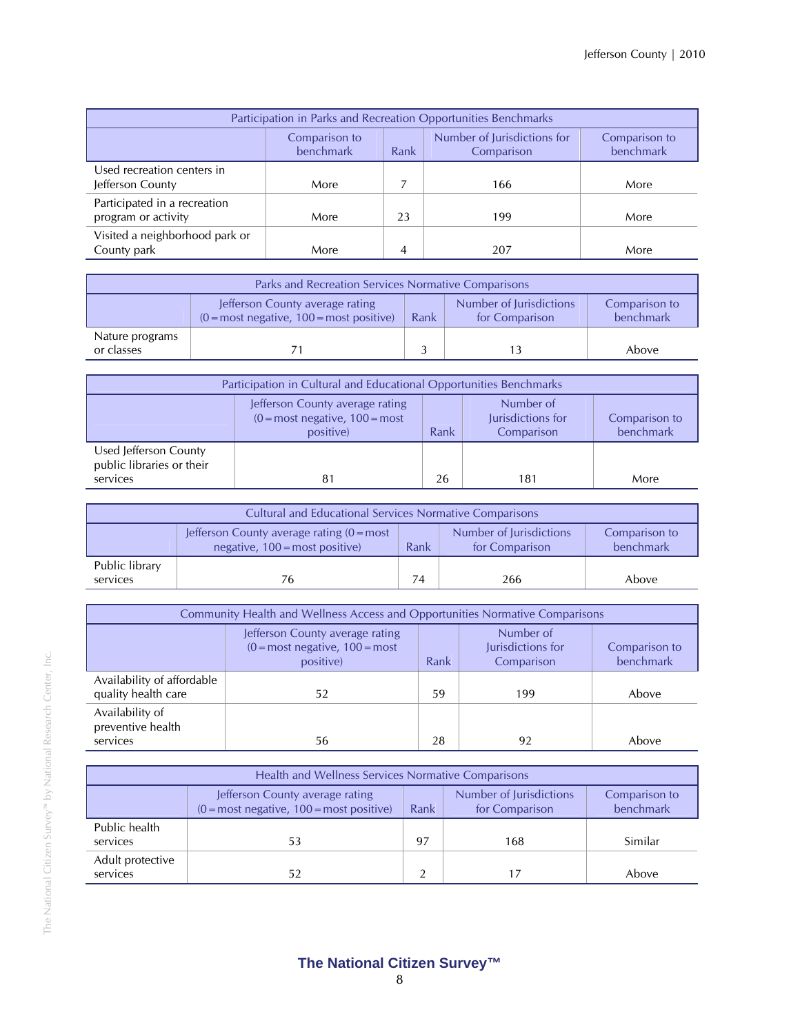| Participation in Parks and Recreation Opportunities Benchmarks | | | | |
|---|---|---|---|---|
| | Comparison to benchmark | Rank | Number of Jurisdictions for Comparison | Comparison to benchmark |
| Used recreation centers in Jefferson County | More | 7 | 166 | More |
| Participated in a recreation program or activity | More | 23 | 199 | More |
| Visited a neighborhood park or County park | More | 4 | 207 | More |

| Parks and Recreation Services Normative Comparisons | | | | |
|---|---|---|---|---|
| | Jefferson County average rating (0=most negative, 100=most positive) | Rank | Number of Jurisdictions for Comparison | Comparison to benchmark |
| Nature programs or classes | 71 | 3 | 13 | Above |

| Participation in Cultural and Educational Opportunities Benchmarks | | | | |
|---|---|---|---|---|
| | Jefferson County average rating (0=most negative, 100=most positive) | Rank | Number of Jurisdictions for Comparison | Comparison to benchmark |
| Used Jefferson County public libraries or their services | 81 | 26 | 181 | More |

| Cultural and Educational Services Normative Comparisons | | | | |
|---|---|---|---|---|
| | Jefferson County average rating (0=most negative, 100=most positive) | Rank | Number of Jurisdictions for Comparison | Comparison to benchmark |
| Public library services | 76 | 74 | 266 | Above |

| Community Health and Wellness Access and Opportunities Normative Comparisons | | | | |
|---|---|---|---|---|
| | Jefferson County average rating (0=most negative, 100=most positive) | Rank | Number of Jurisdictions for Comparison | Comparison to benchmark |
| Availability of affordable quality health care | 52 | 59 | 199 | Above |
| Availability of preventive health services | 56 | 28 | 92 | Above |

| Health and Wellness Services Normative Comparisons | | | | |
|---|---|---|---|---|
| | Jefferson County average rating (0=most negative, 100=most positive) | Rank | Number of Jurisdictions for Comparison | Comparison to benchmark |
| Public health services | 53 | 97 | 168 | Similar |
| Adult protective services | 52 | 2 | 17 | Above |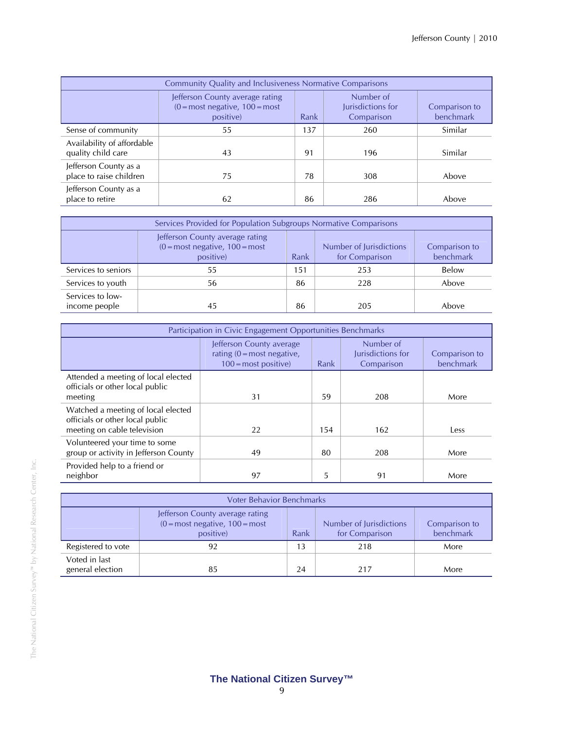| Community Quality and Inclusiveness Normative Comparisons | | | | |
|---|---|---|---|---|
| | Jefferson County average rating (0=most negative, 100=most positive) | Rank | Number of Jurisdictions for Comparison | Comparison to benchmark |
| Sense of community | 55 | 137 | 260 | Similar |
| Availability of affordable quality child care | 43 | 91 | 196 | Similar |
| Jefferson County as a place to raise children | 75 | 78 | 308 | Above |
| Jefferson County as a place to retire | 62 | 86 | 286 | Above |

| Services Provided for Population Subgroups Normative Comparisons | | | | |
|---|---|---|---|---|
| | Jefferson County average rating (0=most negative, 100=most positive) | Rank | Number of Jurisdictions for Comparison | Comparison to benchmark |
| Services to seniors | 55 | 151 | 253 | Below |
| Services to youth | 56 | 86 | 228 | Above |
| Services to low-income people | 45 | 86 | 205 | Above |

| Participation in Civic Engagement Opportunities Benchmarks | | | | |
|---|---|---|---|---|
| | Jefferson County average rating (0=most negative, 100=most positive) | Rank | Number of Jurisdictions for Comparison | Comparison to benchmark |
| Attended a meeting of local elected officials or other local public meeting | 31 | 59 | 208 | More |
| Watched a meeting of local elected officials or other local public meeting on cable television | 22 | 154 | 162 | Less |
| Volunteered your time to some group or activity in Jefferson County | 49 | 80 | 208 | More |
| Provided help to a friend or neighbor | 97 | 5 | 91 | More |

| Voter Behavior Benchmarks | | | | |
|---|---|---|---|---|
| | Jefferson County average rating (0=most negative, 100=most positive) | Rank | Number of Jurisdictions for Comparison | Comparison to benchmark |
| Registered to vote | 92 | 13 | 218 | More |
| Voted in last general election | 85 | 24 | 217 | More |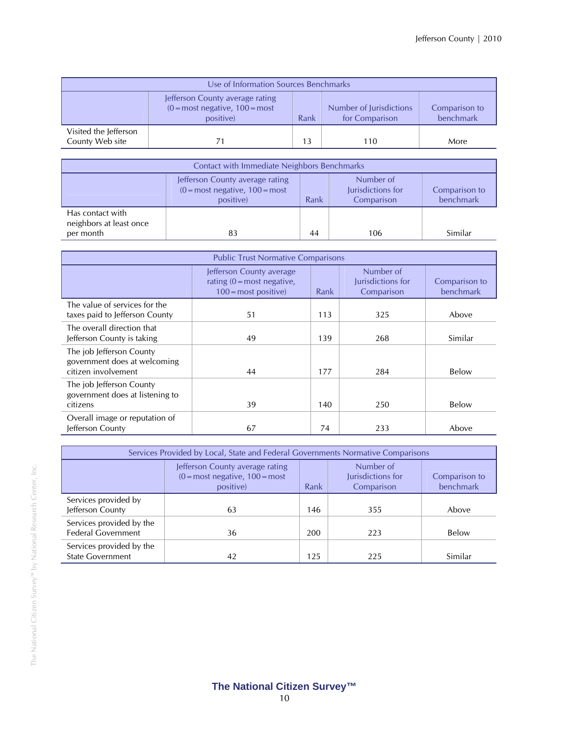| Use of Information Sources Benchmarks | | | | |
|---|---|---|---|---|
| | Jefferson County average rating (0 = most negative, 100 = most positive) | Rank | Number of Jurisdictions for Comparison | Comparison to benchmark |
| Visited the Jefferson County Web site | 71 | 13 | 110 | More |

| Contact with Immediate Neighbors Benchmarks | | | | |
|---|---|---|---|---|
| | Jefferson County average rating (0 = most negative, 100 = most positive) | Rank | Number of Jurisdictions for Comparison | Comparison to benchmark |
| Has contact with neighbors at least once per month | 83 | 44 | 106 | Similar |

| Public Trust Normative Comparisons | | | | |
|---|---|---|---|---|
| | Jefferson County average rating (0 = most negative, 100 = most positive) | Rank | Number of Jurisdictions for Comparison | Comparison to benchmark |
| The value of services for the taxes paid to Jefferson County | 51 | 113 | 325 | Above |
| The overall direction that Jefferson County is taking | 49 | 139 | 268 | Similar |
| The job Jefferson County government does at welcoming citizen involvement | 44 | 177 | 284 | Below |
| The job Jefferson County government does at listening to citizens | 39 | 140 | 250 | Below |
| Overall image or reputation of Jefferson County | 67 | 74 | 233 | Above |

| Services Provided by Local, State and Federal Governments Normative Comparisons | | | | |
|---|---|---|---|---|
| | Jefferson County average rating (0 = most negative, 100 = most positive) | Rank | Number of Jurisdictions for Comparison | Comparison to benchmark |
| Services provided by Jefferson County | 63 | 146 | 355 | Above |
| Services provided by the Federal Government | 36 | 200 | 223 | Below |
| Services provided by the State Government | 42 | 125 | 225 | Similar |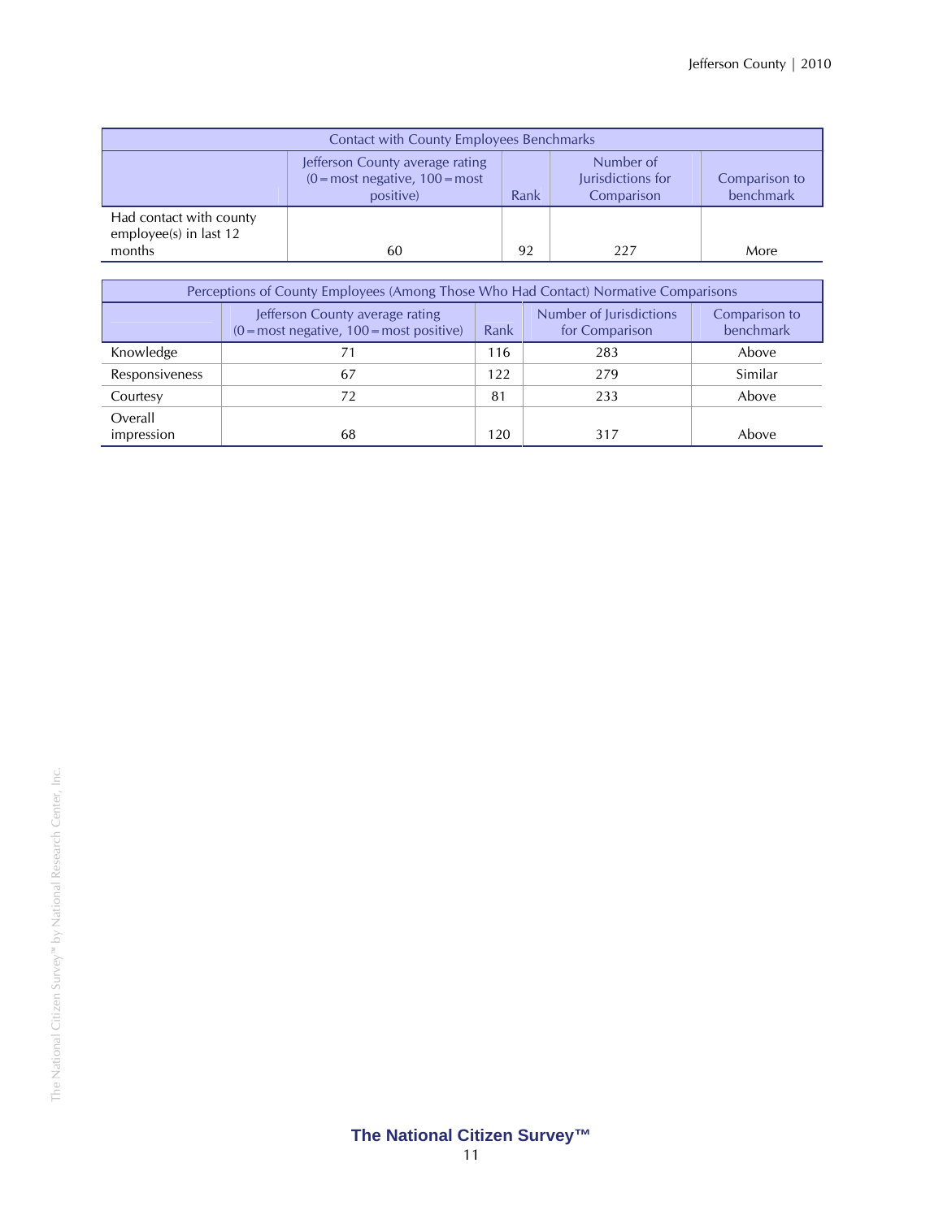| Contact with County Employees Benchmarks | | | | |
|---|---|---|---|---|
| | Jefferson County average rating (0 = most negative, 100 = most positive) | Rank | Number of Jurisdictions for Comparison | Comparison to benchmark |
| Had contact with county employee(s) in last 12 months | 60 | 92 | 227 | More |

| Perceptions of County Employees (Among Those Who Had Contact) Normative Comparisons | | | | |
|---|---|---|---|---|
| | Jefferson County average rating (0 = most negative, 100 = most positive) | Rank | Number of Jurisdictions for Comparison | Comparison to benchmark |
| Knowledge | 71 | 116 | 283 | Above |
| Responsiveness | 67 | 122 | 279 | Similar |
| Courtesy | 72 | 81 | 233 | Above |
| Overall impression | 68 | 120 | 317 | Above |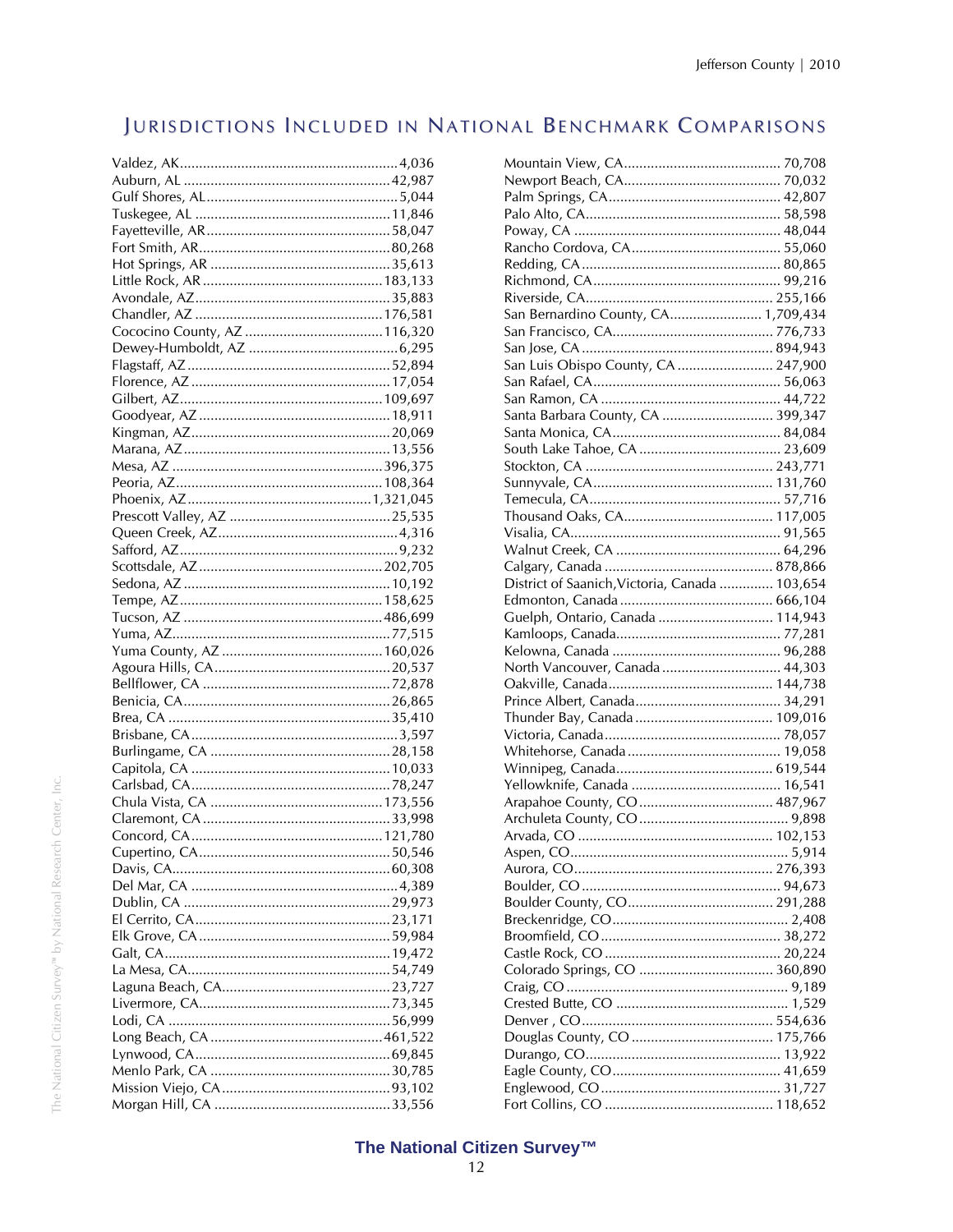# Jurisdictions Included in National Benchmark Comparisons

| Jurisdiction | Population |
|---|---|
| Valdez, AK | 4,036 |
| Auburn, AL | 42,987 |
| Gulf Shores, AL | 5,044 |
| Tuskegee, AL | 11,846 |
| Fayetteville, AR | 58,047 |
| Fort Smith, AR | 80,268 |
| Hot Springs, AR | 35,613 |
| Little Rock, AR | 183,133 |
| Avondale, AZ | 35,883 |
| Chandler, AZ | 176,581 |
| Cococino County, AZ | 116,320 |
| Dewey-Humboldt, AZ | 6,295 |
| Flagstaff, AZ | 52,894 |
| Florence, AZ | 17,054 |
| Gilbert, AZ | 109,697 |
| Goodyear, AZ | 18,911 |
| Kingman, AZ | 20,069 |
| Marana, AZ | 13,556 |
| Mesa, AZ | 396,375 |
| Peoria, AZ | 108,364 |
| Phoenix, AZ | 1,321,045 |
| Prescott Valley, AZ | 25,535 |
| Queen Creek, AZ | 4,316 |
| Safford, AZ | 9,232 |
| Scottsdale, AZ | 202,705 |
| Sedona, AZ | 10,192 |
| Tempe, AZ | 158,625 |
| Tucson, AZ | 486,699 |
| Yuma, AZ | 77,515 |
| Yuma County, AZ | 160,026 |
| Agoura Hills, CA | 20,537 |
| Bellflower, CA | 72,878 |
| Benicia, CA | 26,865 |
| Brea, CA | 35,410 |
| Brisbane, CA | 3,597 |
| Burlingame, CA | 28,158 |
| Capitola, CA | 10,033 |
| Carlsbad, CA | 78,247 |
| Chula Vista, CA | 173,556 |
| Claremont, CA | 33,998 |
| Concord, CA | 121,780 |
| Cupertino, CA | 50,546 |
| Davis, CA | 60,308 |
| Del Mar, CA | 4,389 |
| Dublin, CA | 29,973 |
| El Cerrito, CA | 23,171 |
| Elk Grove, CA | 59,984 |
| Galt, CA | 19,472 |
| La Mesa, CA | 54,749 |
| Laguna Beach, CA | 23,727 |
| Livermore, CA | 73,345 |
| Lodi, CA | 56,999 |
| Long Beach, CA | 461,522 |
| Lynwood, CA | 69,845 |
| Menlo Park, CA | 30,785 |
| Mission Viejo, CA | 93,102 |
| Morgan Hill, CA | 33,556 |
| Mountain View, CA | 70,708 |
| Newport Beach, CA | 70,032 |
| Palm Springs, CA | 42,807 |
| Palo Alto, CA | 58,598 |
| Poway, CA | 48,044 |
| Rancho Cordova, CA | 55,060 |
| Redding, CA | 80,865 |
| Richmond, CA | 99,216 |
| Riverside, CA | 255,166 |
| San Bernardino County, CA | 1,709,434 |
| San Francisco, CA | 776,733 |
| San Jose, CA | 894,943 |
| San Luis Obispo County, CA | 247,900 |
| San Rafael, CA | 56,063 |
| San Ramon, CA | 44,722 |
| Santa Barbara County, CA | 399,347 |
| Santa Monica, CA | 84,084 |
| South Lake Tahoe, CA | 23,609 |
| Stockton, CA | 243,771 |
| Sunnyvale, CA | 131,760 |
| Temecula, CA | 57,716 |
| Thousand Oaks, CA | 117,005 |
| Visalia, CA | 91,565 |
| Walnut Creek, CA | 64,296 |
| Calgary, Canada | 878,866 |
| District of Saanich,Victoria, Canada | 103,654 |
| Edmonton, Canada | 666,104 |
| Guelph, Ontario, Canada | 114,943 |
| Kamloops, Canada | 77,281 |
| Kelowna, Canada | 96,288 |
| North Vancouver, Canada | 44,303 |
| Oakville, Canada | 144,738 |
| Prince Albert, Canada | 34,291 |
| Thunder Bay, Canada | 109,016 |
| Victoria, Canada | 78,057 |
| Whitehorse, Canada | 19,058 |
| Winnipeg, Canada | 619,544 |
| Yellowknife, Canada | 16,541 |
| Arapahoe County, CO | 487,967 |
| Archuleta County, CO | 9,898 |
| Arvada, CO | 102,153 |
| Aspen, CO | 5,914 |
| Aurora, CO | 276,393 |
| Boulder, CO | 94,673 |
| Boulder County, CO | 291,288 |
| Breckenridge, CO | 2,408 |
| Broomfield, CO | 38,272 |
| Castle Rock, CO | 20,224 |
| Colorado Springs, CO | 360,890 |
| Craig, CO | 9,189 |
| Crested Butte, CO | 1,529 |
| Denver , CO | 554,636 |
| Douglas County, CO | 175,766 |
| Durango, CO | 13,922 |
| Eagle County, CO | 41,659 |
| Englewood, CO | 31,727 |
| Fort Collins, CO | 118,652 |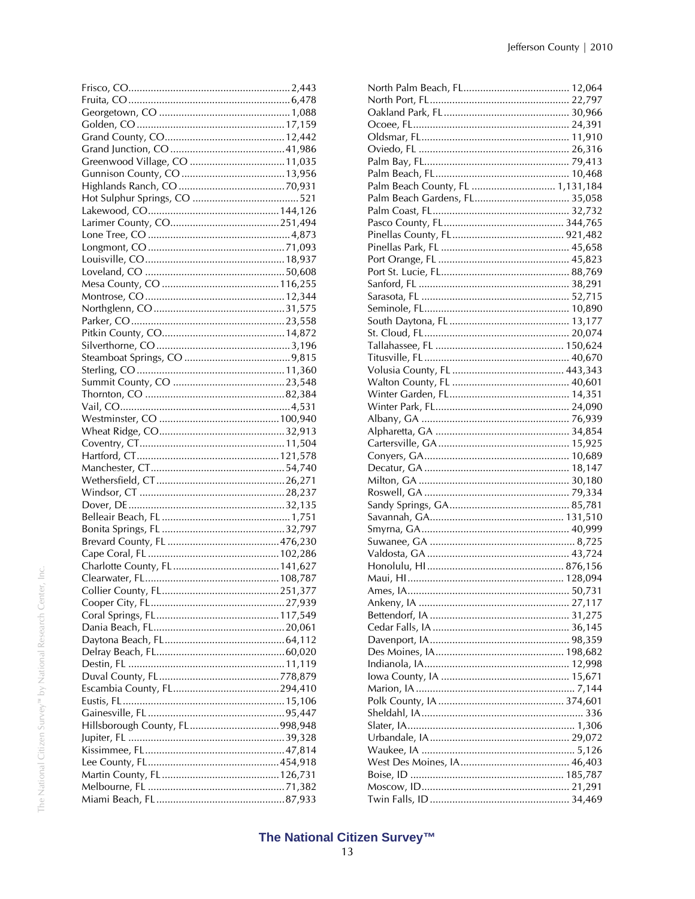Frisco, CO.........................................................2,443
Fruita, CO.........................................................6,478
Georgetown, CO ...............................................1,088
Golden, CO.....................................................17,159
Grand County, CO...........................................12,442
Grand Junction, CO.........................................41,986
Greenwood Village, CO ..................................11,035
Gunnison County, CO .....................................13,956
Highlands Ranch, CO......................................70,931
Hot Sulphur Springs, CO ......................................521
Lakewood, CO...............................................144,126
Larimer County, CO.......................................251,494
Lone Tree, CO ...................................................4,873
Longmont, CO .................................................71,093
Louisville, CO..................................................18,937
Loveland, CO ..................................................50,608
Mesa County, CO ..........................................116,255
Montrose, CO..................................................12,344
Northglenn, CO...............................................31,575
Parker, CO.......................................................23,558
Pitkin County, CO............................................14,872
Silverthorne, CO ................................................3,196
Steamboat Springs, CO ......................................9,815
Sterling, CO.....................................................11,360
Summit County, CO ........................................23,548
Thornton, CO ..................................................82,384
Vail, CO.............................................................4,531
Westminster, CO ...........................................100,940
Wheat Ridge, CO.............................................32,913
Coventry, CT....................................................11,504
Hartford, CT...................................................121,578
Manchester, CT................................................54,740
Wethersfield, CT..............................................26,271
Windsor, CT ....................................................28,237
Dover, DE........................................................32,135
Belleair Beach, FL..............................................1,751
Bonita Springs, FL ............................................32,797
Brevard County, FL ........................................476,230
Cape Coral, FL ...............................................102,286
Charlotte County, FL......................................141,627
Clearwater, FL................................................108,787
Collier County, FL..........................................251,377
Cooper City, FL................................................27,939
Coral Springs, FL............................................117,549
Dania Beach, FL...............................................20,061
Daytona Beach, FL...........................................64,112
Delray Beach, FL..............................................60,020
Destin, FL ........................................................11,119
Duval County, FL...........................................778,879
Escambia County, FL......................................294,410
Eustis, FL..........................................................15,106
Gainesville, FL .................................................95,447
Hillsborough County, FL................................998,948
Jupiter, FL ........................................................39,328
Kissimmee, FL..................................................47,814
Lee County, FL...............................................454,918
Martin County, FL..........................................126,731
Melbourne, FL .................................................71,382
Miami Beach, FL..............................................87,933
North Palm Beach, FL...................................... 12,064
North Port, FL.................................................. 22,797
Oakland Park, FL............................................. 30,966
Ocoee, FL........................................................ 24,391
Oldsmar, FL..................................................... 11,910
Oviedo, FL ...................................................... 26,316
Palm Bay, FL.................................................... 79,413
Palm Beach, FL................................................ 10,468
Palm Beach County, FL ............................. 1,131,184
Palm Beach Gardens, FL.................................. 35,058
Palm Coast, FL................................................. 32,732
Pasco County, FL........................................... 344,765
Pinellas County, FL........................................ 921,482
Pinellas Park, FL .............................................. 45,658
Port Orange, FL ............................................... 45,823
Port St. Lucie, FL.............................................. 88,769
Sanford, FL ...................................................... 38,291
Sarasota, FL ..................................................... 52,715
Seminole, FL.................................................... 10,890
South Daytona, FL ........................................... 13,177
St. Cloud, FL.................................................... 20,074
Tallahassee, FL .............................................. 150,624
Titusville, FL .................................................... 40,670
Volusia County, FL ........................................ 443,343
Walton County, FL .......................................... 40,601
Winter Garden, FL........................................... 14,351
Winter Park, FL................................................ 24,090
Albany, GA ..................................................... 76,939
Alpharetta, GA ................................................ 34,854
Cartersville, GA............................................... 15,925
Conyers, GA.................................................... 10,689
Decatur, GA .................................................... 18,147
Milton, GA ...................................................... 30,180
Roswell, GA .................................................... 79,334
Sandy Springs, GA........................................... 85,781
Savannah, GA................................................ 131,510
Smyrna, GA..................................................... 40,999
Suwanee, GA .................................................... 8,725
Valdosta, GA ................................................... 43,724
Honolulu, HI ................................................. 876,156
Maui, HI ........................................................ 128,094
Ames, IA.......................................................... 50,731
Ankeny, IA ...................................................... 27,117
Bettendorf, IA .................................................. 31,275
Cedar Falls, IA ................................................. 36,145
Davenport, IA.................................................. 98,359
Des Moines, IA.............................................. 198,682
Indianola, IA.................................................... 12,998
Iowa County, IA .............................................. 15,671
Marion, IA ......................................................... 7,144
Polk County, IA ............................................. 374,601
Sheldahl, IA.......................................................... 336
Slater, IA............................................................ 1,306
Urbandale, IA.................................................. 29,072
Waukee, IA ....................................................... 5,126
West Des Moines, IA....................................... 46,403
Boise, ID ....................................................... 185,787
Moscow, ID..................................................... 21,291
Twin Falls, ID .................................................. 34,469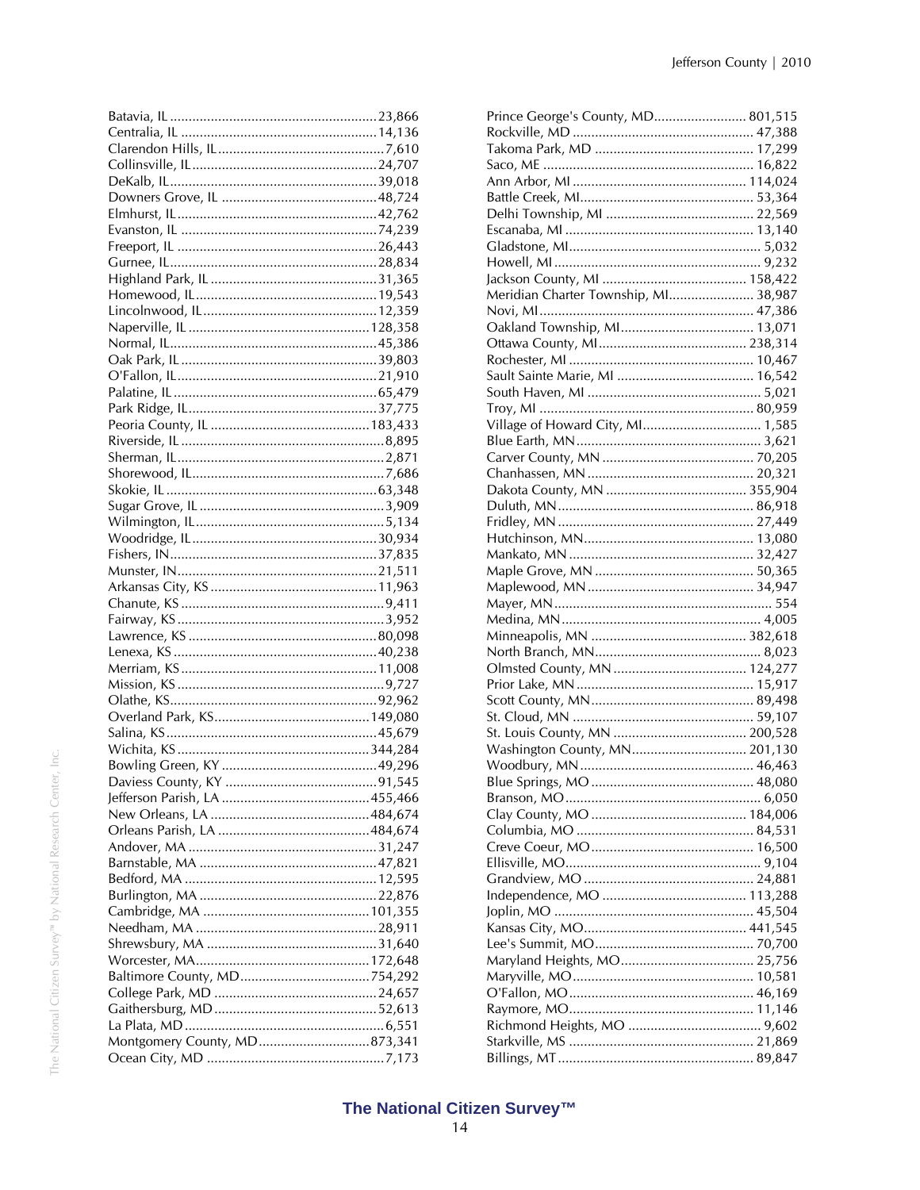Batavia, IL ........................................................ 23,866
Centralia, IL ...................................................... 14,136
Clarendon Hills, IL ............................................... 7,610
Collinsville, IL .................................................... 24,707
DeKalb, IL .......................................................... 39,018
Downers Grove, IL .............................................. 48,724
Elmhurst, IL ........................................................ 42,762
Evanston, IL ....................................................... 74,239
Freeport, IL ........................................................ 26,443
Gurnee, IL .......................................................... 28,834
Highland Park, IL ................................................ 31,365
Homewood, IL .................................................... 19,543
Lincolnwood, IL .................................................. 12,359
Naperville, IL .................................................... 128,358
Normal, IL ........................................................... 45,386
Oak Park, IL ........................................................ 39,803
O'Fallon, IL ......................................................... 21,910
Palatine, IL ......................................................... 65,479
Park Ridge, IL ..................................................... 37,775
Peoria County, IL .............................................. 183,433
Riverside, IL ......................................................... 8,895
Sherman, IL .......................................................... 2,871
Shorewood, IL ...................................................... 7,686
Skokie, IL ............................................................ 63,348
Sugar Grove, IL .................................................... 3,909
Wilmington, IL ...................................................... 5,134
Woodridge, IL ..................................................... 30,934
Fishers, IN .......................................................... 37,835
Munster, IN ......................................................... 21,511
Arkansas City, KS ............................................... 11,963
Chanute, KS ......................................................... 9,411
Fairway, KS .......................................................... 3,952
Lawrence, KS ...................................................... 80,098
Lenexa, KS ......................................................... 40,238
Merriam, KS ........................................................ 11,008
Mission, KS .......................................................... 9,727
Olathe, KS .......................................................... 92,962
Overland Park, KS ............................................. 149,080
Salina, KS ........................................................... 45,679
Wichita, KS ....................................................... 344,284
Bowling Green, KY ............................................. 49,296
Daviess County, KY ............................................ 91,545
Jefferson Parish, LA .......................................... 455,466
New Orleans, LA .............................................. 484,674
Orleans Parish, LA ............................................ 484,674
Andover, MA ...................................................... 31,247
Barnstable, MA ................................................... 47,821
Bedford, MA ....................................................... 12,595
Burlington, MA ................................................... 22,876
Cambridge, MA ................................................. 101,355
Needham, MA ..................................................... 28,911
Shrewsbury, MA ................................................. 31,640
Worcester, MA .................................................. 172,648
Baltimore County, MD ....................................... 754,292
College Park, MD ............................................... 24,657
Gaithersburg, MD ............................................... 52,613
La Plata, MD ......................................................... 6,551
Montgomery County, MD ................................... 873,341
Ocean City, MD .................................................... 7,173
Prince George's County, MD ............................. 801,515
Rockville, MD ..................................................... 47,388
Takoma Park, MD ............................................... 17,299
Saco, ME ............................................................ 16,822
Ann Arbor, MI ................................................... 114,024
Battle Creek, MI .................................................. 53,364
Delhi Township, MI ............................................ 22,569
Escanaba, MI ...................................................... 13,140
Gladstone, MI ....................................................... 5,032
Howell, MI ............................................................ 9,232
Jackson County, MI ........................................... 158,422
Meridian Charter Township, MI .......................... 38,987
Novi, MI ............................................................. 47,386
Oakland Township, MI ....................................... 13,071
Ottawa County, MI ............................................ 238,314
Rochester, MI ..................................................... 10,467
Sault Sainte Marie, MI ........................................ 16,542
South Haven, MI ................................................... 5,021
Troy, MI ............................................................. 80,959
Village of Howard City, MI ................................... 1,585
Blue Earth, MN ..................................................... 3,621
Carver County, MN ............................................ 70,205
Chanhassen, MN ................................................ 20,321
Dakota County, MN .......................................... 355,904
Duluth, MN ........................................................ 86,918
Fridley, MN ........................................................ 27,449
Hutchinson, MN ................................................. 13,080
Mankato, MN ..................................................... 32,427
Maple Grove, MN .............................................. 50,365
Maplewood, MN ................................................ 34,947
Mayer, MN .............................................................. 554
Medina, MN .......................................................... 4,005
Minneapolis, MN .............................................. 382,618
North Branch, MN ................................................ 8,023
Olmsted County, MN ........................................ 124,277
Prior Lake, MN ................................................... 15,917
Scott County, MN ............................................... 89,498
St. Cloud, MN .................................................... 59,107
St. Louis County, MN ....................................... 200,528
Washington County, MN ................................... 201,130
Woodbury, MN .................................................. 46,463
Blue Springs, MO ............................................... 48,080
Branson, MO ........................................................ 6,050
Clay County, MO .............................................. 184,006
Columbia, MO .................................................... 84,531
Creve Coeur, MO ............................................... 16,500
Ellisville, MO ........................................................ 9,104
Grandview, MO .................................................. 24,881
Independence, MO ........................................... 113,288
Joplin, MO ......................................................... 45,504
Kansas City, MO ............................................... 441,545
Lee's Summit, MO .............................................. 70,700
Maryland Heights, MO ....................................... 25,756
Maryville, MO ..................................................... 10,581
O'Fallon, MO ...................................................... 46,169
Raymore, MO ..................................................... 11,146
Richmond Heights, MO ......................................... 9,602
Starkville, MS ..................................................... 21,869
Billings, MT ........................................................ 89,847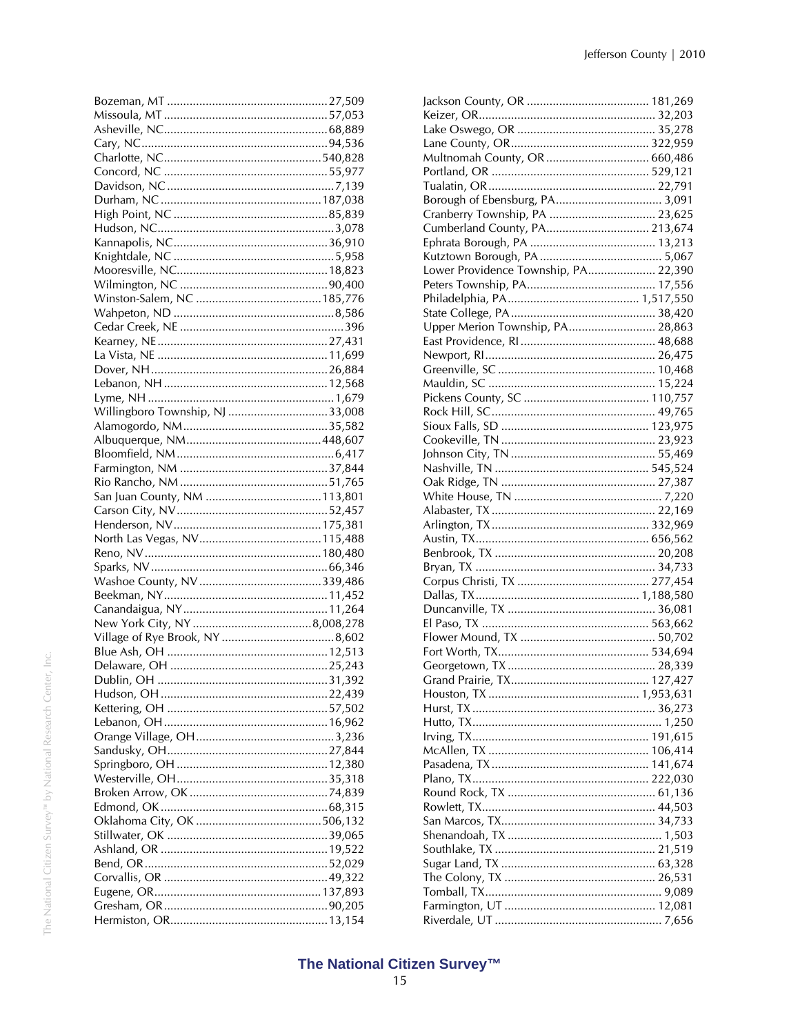Bozeman, MT ..................................................27,509
Missoula, MT ..................................................57,053
Asheville, NC..................................................68,889
Cary, NC..........................................................94,536
Charlotte, NC..................................................540,828
Concord, NC ...................................................55,977
Davidson, NC....................................................7,139
Durham, NC ....................................................187,038
High Point, NC ................................................85,839
Hudson, NC.......................................................3,078
Kannapolis, NC................................................36,910
Knightdale, NC .................................................5,958
Mooresville, NC...............................................18,823
Wilmington, NC ..............................................90,400
Winston-Salem, NC .......................................185,776
Wahpeton, ND ..................................................8,586
Cedar Creek, NE ..................................................396
Kearney, NE.....................................................27,431
La Vista, NE .....................................................11,699
Dover, NH.......................................................26,884
Lebanon, NH ...................................................12,568
Lyme, NH ..........................................................1,679
Willingboro Township, NJ ...............................33,008
Alamogordo, NM.............................................35,582
Albuquerque, NM..........................................448,607
Bloomfield, NM.................................................6,417
Farmington, NM ..............................................37,844
Rio Rancho, NM .............................................51,765
San Juan County, NM ....................................113,801
Carson City, NV...............................................52,457
Henderson, NV..............................................175,381
North Las Vegas, NV......................................115,488
Reno, NV.......................................................180,480
Sparks, NV.......................................................66,346
Washoe County, NV ......................................339,486
Beekman, NY...................................................11,452
Canandaigua, NY............................................11,264
New York City, NY .....................................8,008,278
Village of Rye Brook, NY ..................................8,602
Blue Ash, OH ..................................................12,513
Delaware, OH .................................................25,243
Dublin, OH .....................................................31,392
Hudson, OH ....................................................22,439
Kettering, OH ..................................................57,502
Lebanon, OH...................................................16,962
Orange Village, OH...........................................3,236
Sandusky, OH..................................................27,844
Springboro, OH ...............................................12,380
Westerville, OH...............................................35,318
Broken Arrow, OK ...........................................74,839
Edmond, OK....................................................68,315
Oklahoma City, OK .......................................506,132
Stillwater, OK ..................................................39,065
Ashland, OR ....................................................19,522
Bend, OR.........................................................52,029
Corvallis, OR ...................................................49,322
Eugene, OR....................................................137,893
Gresham, OR...................................................90,205
Hermiston, OR.................................................13,154
Jackson County, OR ...................................... 181,269
Keizer, OR...................................................... 32,203
Lake Oswego, OR ........................................... 35,278
Lane County, OR........................................... 322,959
Multnomah County, OR ................................ 660,486
Portland, OR ................................................. 529,121
Tualatin, OR ................................................... 22,791
Borough of Ebensburg, PA................................. 3,091
Cranberry Township, PA ................................. 23,625
Cumberland County, PA................................ 213,674
Ephrata Borough, PA ....................................... 13,213
Kutztown Borough, PA ...................................... 5,067
Lower Providence Township, PA..................... 22,390
Peters Township, PA........................................ 17,556
Philadelphia, PA......................................... 1,517,550
State College, PA ............................................. 38,420
Upper Merion Township, PA........................... 28,863
East Providence, RI .......................................... 48,688
Newport, RI..................................................... 26,475
Greenville, SC ................................................. 10,468
Mauldin, SC .................................................... 15,224
Pickens County, SC ....................................... 110,757
Rock Hill, SC................................................... 49,765
Sioux Falls, SD .............................................. 123,975
Cookeville, TN ................................................ 23,923
Johnson City, TN ............................................. 55,469
Nashville, TN ................................................ 545,524
Oak Ridge, TN ................................................ 27,387
White House, TN .............................................. 7,220
Alabaster, TX .................................................. 22,169
Arlington, TX ................................................. 332,969
Austin, TX...................................................... 656,562
Benbrook, TX ................................................. 20,208
Bryan, TX ........................................................ 34,733
Corpus Christi, TX ......................................... 277,454
Dallas, TX................................................... 1,188,580
Duncanville, TX .............................................. 36,081
El Paso, TX .................................................... 563,662
Flower Mound, TX .......................................... 50,702
Fort Worth, TX............................................... 534,694
Georgetown, TX ............................................. 28,339
Grand Prairie, TX........................................... 127,427
Houston, TX ............................................... 1,953,631
Hurst, TX ........................................................ 36,273
Hutto, TX.......................................................... 1,250
Irving, TX....................................................... 191,615
McAllen, TX .................................................. 106,414
Pasadena, TX ................................................. 141,674
Plano, TX....................................................... 222,030
Round Rock, TX .............................................. 61,136
Rowlett, TX..................................................... 44,503
San Marcos, TX................................................ 34,733
Shenandoah, TX ................................................ 1,503
Southlake, TX ................................................. 21,519
Sugar Land, TX ................................................ 63,328
The Colony, TX ............................................... 26,531
Tomball, TX...................................................... 9,089
Farmington, UT ............................................... 12,081
Riverdale, UT .................................................... 7,656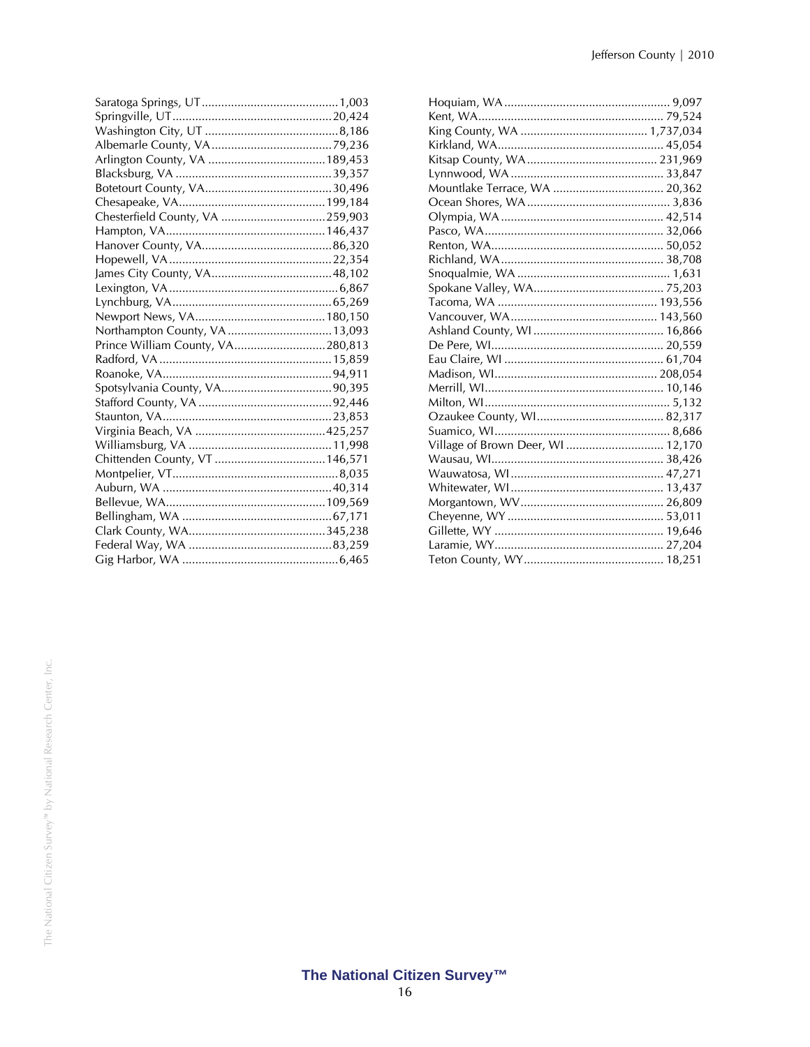Saratoga Springs, UT .......................................... 1,003
Springville, UT ................................................ 20,424
Washington City, UT ......................................... 8,186
Albemarle County, VA ...................................... 79,236
Arlington County, VA ...................................... 189,453
Blacksburg, VA ............................................... 39,357
Botetourt County, VA ....................................... 30,496
Chesapeake, VA ............................................. 199,184
Chesterfield County, VA ................................. 259,903
Hampton, VA ................................................. 146,437
Hanover County, VA ........................................ 86,320
Hopewell, VA .................................................. 22,354
James City County, VA ..................................... 48,102
Lexington, VA .................................................. 6,867
Lynchburg, VA ................................................ 65,269
Newport News, VA ........................................ 180,150
Northampton County, VA ................................ 13,093
Prince William County, VA ............................ 280,813
Radford, VA .................................................... 15,859
Roanoke, VA ................................................... 94,911
Spotsylvania County, VA .................................. 90,395
Stafford County, VA ......................................... 92,446
Staunton, VA ................................................... 23,853
Virginia Beach, VA ........................................ 425,257
Williamsburg, VA ............................................ 11,998
Chittenden County, VT .................................. 146,571
Montpelier, VT .................................................. 8,035
Auburn, WA ................................................... 40,314
Bellevue, WA ................................................ 109,569
Bellingham, WA ............................................. 67,171
Clark County, WA .......................................... 345,238
Federal Way, WA ............................................ 83,259
Gig Harbor, WA ................................................ 6,465
Hoquiam, WA ................................................... 9,097
Kent, WA ........................................................ 79,524
King County, WA ....................................... 1,737,034
Kirkland, WA .................................................. 45,054
Kitsap County, WA ........................................ 231,969
Lynnwood, WA ............................................... 33,847
Mountlake Terrace, WA .................................. 20,362
Ocean Shores, WA ............................................ 3,836
Olympia, WA .................................................. 42,514
Pasco, WA ...................................................... 32,066
Renton, WA .................................................... 50,052
Richland, WA .................................................. 38,708
Snoqualmie, WA ............................................... 1,631
Spokane Valley, WA ........................................ 75,203
Tacoma, WA ................................................. 193,556
Vancouver, WA ............................................. 143,560
Ashland County, WI ........................................ 16,866
De Pere, WI .................................................... 20,559
Eau Claire, WI ................................................ 61,704
Madison, WI ................................................. 208,054
Merrill, WI ...................................................... 10,146
Milton, WI ......................................................... 5,132
Ozaukee County, WI ....................................... 82,317
Suamico, WI ...................................................... 8,686
Village of Brown Deer, WI .............................. 12,170
Wausau, WI .................................................... 38,426
Wauwatosa, WI ............................................... 47,271
Whitewater, WI ............................................... 13,437
Morgantown, WV ............................................ 26,809
Cheyenne, WY ................................................ 53,011
Gillette, WY .................................................... 19,646
Laramie, WY ................................................... 27,204
Teton County, WY ........................................... 18,251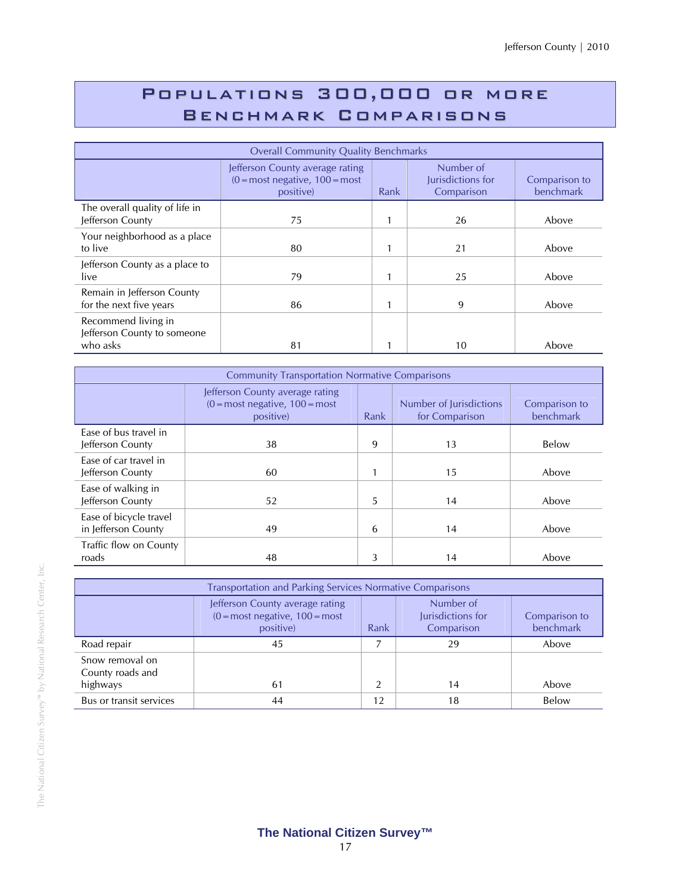# Populations 300,000 or more Benchmark Comparisons

| Overall Community Quality Benchmarks | | | | |
|---|---|---|---|---|
| | Jefferson County average rating (0 = most negative, 100 = most positive) | Rank | Number of Jurisdictions for Comparison | Comparison to benchmark |
| The overall quality of life in Jefferson County | 75 | 1 | 26 | Above |
| Your neighborhood as a place to live | 80 | 1 | 21 | Above |
| Jefferson County as a place to live | 79 | 1 | 25 | Above |
| Remain in Jefferson County for the next five years | 86 | 1 | 9 | Above |
| Recommend living in Jefferson County to someone who asks | 81 | 1 | 10 | Above |

| Community Transportation Normative Comparisons | | | | |
|---|---|---|---|---|
| | Jefferson County average rating (0 = most negative, 100 = most positive) | Rank | Number of Jurisdictions for Comparison | Comparison to benchmark |
| Ease of bus travel in Jefferson County | 38 | 9 | 13 | Below |
| Ease of car travel in Jefferson County | 60 | 1 | 15 | Above |
| Ease of walking in Jefferson County | 52 | 5 | 14 | Above |
| Ease of bicycle travel in Jefferson County | 49 | 6 | 14 | Above |
| Traffic flow on County roads | 48 | 3 | 14 | Above |

| Transportation and Parking Services Normative Comparisons | | | | |
|---|---|---|---|---|
| | Jefferson County average rating (0 = most negative, 100 = most positive) | Rank | Number of Jurisdictions for Comparison | Comparison to benchmark |
| Road repair | 45 | 7 | 29 | Above |
| Snow removal on County roads and highways | 61 | 2 | 14 | Above |
| Bus or transit services | 44 | 12 | 18 | Below |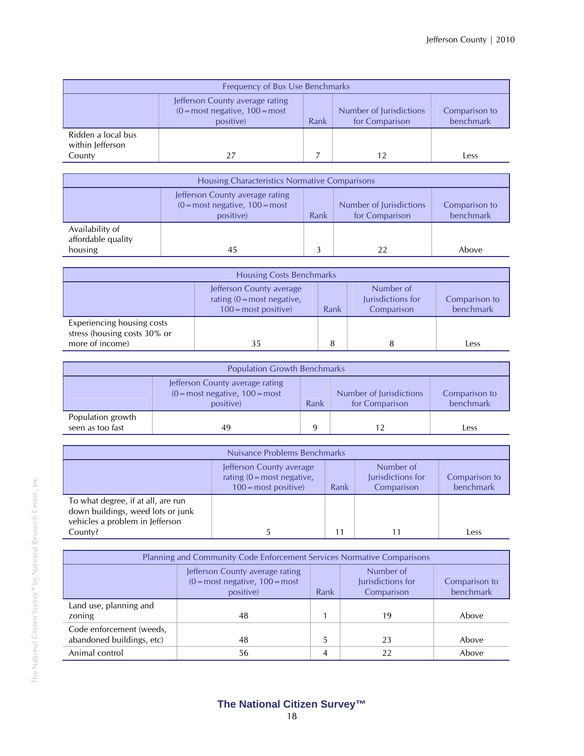| Frequency of Bus Use Benchmarks | | | | |
|---|---|---|---|---|
| | Jefferson County average rating (0 = most negative, 100 = most positive) | Rank | Number of Jurisdictions for Comparison | Comparison to benchmark |
| Ridden a local bus within Jefferson County | 27 | 7 | 12 | Less |

| Housing Characteristics Normative Comparisons | | | | |
|---|---|---|---|---|
| | Jefferson County average rating (0 = most negative, 100 = most positive) | Rank | Number of Jurisdictions for Comparison | Comparison to benchmark |
| Availability of affordable quality housing | 45 | 3 | 22 | Above |

| Housing Costs Benchmarks | | | | |
|---|---|---|---|---|
| | Jefferson County average rating (0 = most negative, 100 = most positive) | Rank | Number of Jurisdictions for Comparison | Comparison to benchmark |
| Experiencing housing costs stress (housing costs 30% or more of income) | 35 | 8 | 8 | Less |

| Population Growth Benchmarks | | | | |
|---|---|---|---|---|
| | Jefferson County average rating (0 = most negative, 100 = most positive) | Rank | Number of Jurisdictions for Comparison | Comparison to benchmark |
| Population growth seen as too fast | 49 | 9 | 12 | Less |

| Nuisance Problems Benchmarks | | | | |
|---|---|---|---|---|
| | Jefferson County average rating (0 = most negative, 100 = most positive) | Rank | Number of Jurisdictions for Comparison | Comparison to benchmark |
| To what degree, if at all, are run down buildings, weed lots or junk vehicles a problem in Jefferson County? | 5 | 11 | 11 | Less |

| Planning and Community Code Enforcement Services Normative Comparisons | | | | |
|---|---|---|---|---|
| | Jefferson County average rating (0 = most negative, 100 = most positive) | Rank | Number of Jurisdictions for Comparison | Comparison to benchmark |
| Land use, planning and zoning | 48 | 1 | 19 | Above |
| Code enforcement (weeds, abandoned buildings, etc) | 48 | 5 | 23 | Above |
| Animal control | 56 | 4 | 22 | Above |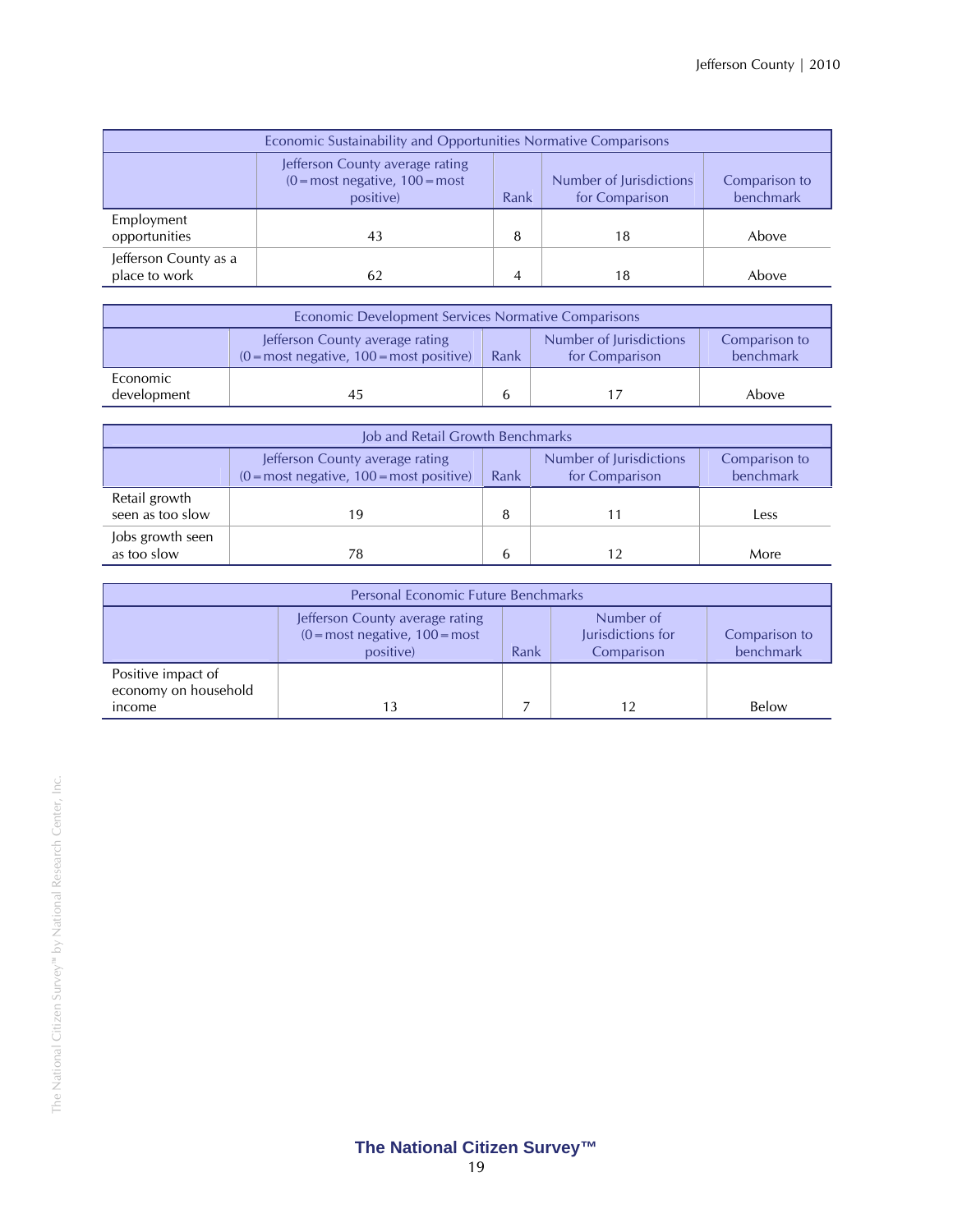| Economic Sustainability and Opportunities Normative Comparisons | | | | |
|---|---|---|---|---|
| | Jefferson County average rating (0 = most negative, 100 = most positive) | Rank | Number of Jurisdictions for Comparison | Comparison to benchmark |
| Employment opportunities | 43 | 8 | 18 | Above |
| Jefferson County as a place to work | 62 | 4 | 18 | Above |

| Economic Development Services Normative Comparisons | | | | |
|---|---|---|---|---|
| | Jefferson County average rating (0 = most negative, 100 = most positive) | Rank | Number of Jurisdictions for Comparison | Comparison to benchmark |
| Economic development | 45 | 6 | 17 | Above |

| Job and Retail Growth Benchmarks | | | | |
|---|---|---|---|---|
| | Jefferson County average rating (0 = most negative, 100 = most positive) | Rank | Number of Jurisdictions for Comparison | Comparison to benchmark |
| Retail growth seen as too slow | 19 | 8 | 11 | Less |
| Jobs growth seen as too slow | 78 | 6 | 12 | More |

| Personal Economic Future Benchmarks | | | | |
|---|---|---|---|---|
| | Jefferson County average rating (0 = most negative, 100 = most positive) | Rank | Number of Jurisdictions for Comparison | Comparison to benchmark |
| Positive impact of economy on household income | 13 | 7 | 12 | Below |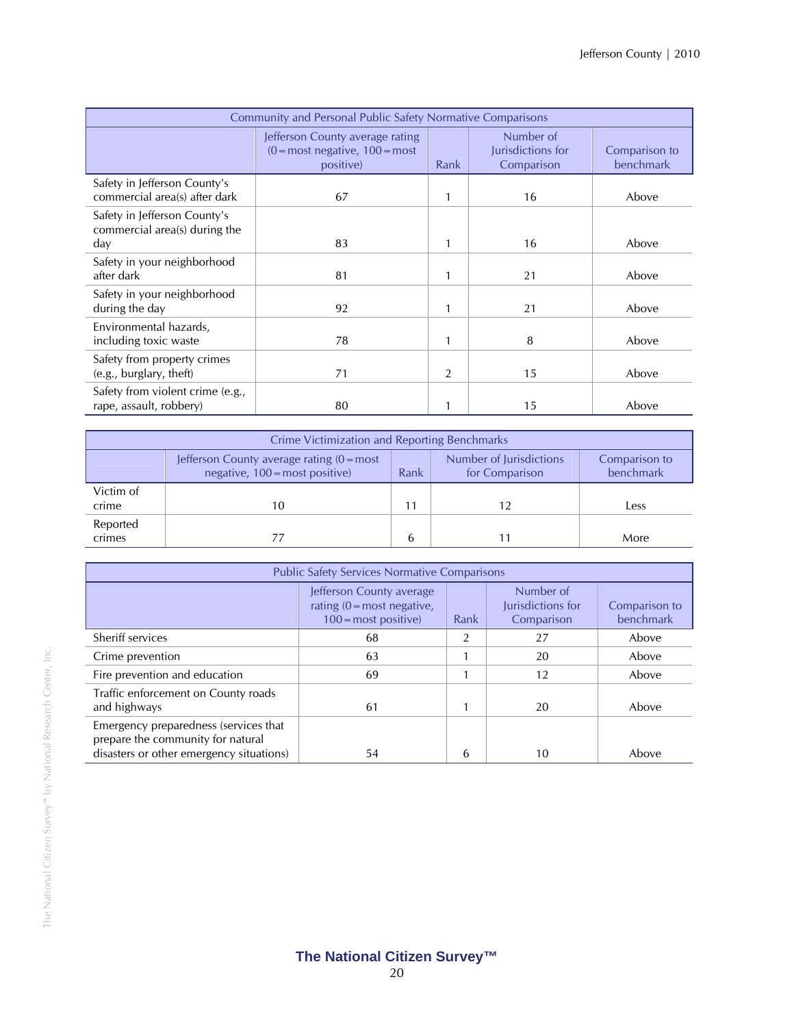| Community and Personal Public Safety Normative Comparisons | | | | |
|---|---|---|---|---|
| | Jefferson County average rating (0 = most negative, 100 = most positive) | Rank | Number of Jurisdictions for Comparison | Comparison to benchmark |
| Safety in Jefferson County's commercial area(s) after dark | 67 | 1 | 16 | Above |
| Safety in Jefferson County's commercial area(s) during the day | 83 | 1 | 16 | Above |
| Safety in your neighborhood after dark | 81 | 1 | 21 | Above |
| Safety in your neighborhood during the day | 92 | 1 | 21 | Above |
| Environmental hazards, including toxic waste | 78 | 1 | 8 | Above |
| Safety from property crimes (e.g., burglary, theft) | 71 | 2 | 15 | Above |
| Safety from violent crime (e.g., rape, assault, robbery) | 80 | 1 | 15 | Above |

| Crime Victimization and Reporting Benchmarks | | | | |
|---|---|---|---|---|
| | Jefferson County average rating (0 = most negative, 100 = most positive) | Rank | Number of Jurisdictions for Comparison | Comparison to benchmark |
| Victim of crime | 10 | 11 | 12 | Less |
| Reported crimes | 77 | 6 | 11 | More |

| Public Safety Services Normative Comparisons | | | | |
|---|---|---|---|---|
| | Jefferson County average rating (0 = most negative, 100 = most positive) | Rank | Number of Jurisdictions for Comparison | Comparison to benchmark |
| Sheriff services | 68 | 2 | 27 | Above |
| Crime prevention | 63 | 1 | 20 | Above |
| Fire prevention and education | 69 | 1 | 12 | Above |
| Traffic enforcement on County roads and highways | 61 | 1 | 20 | Above |
| Emergency preparedness (services that prepare the community for natural disasters or other emergency situations) | 54 | 6 | 10 | Above |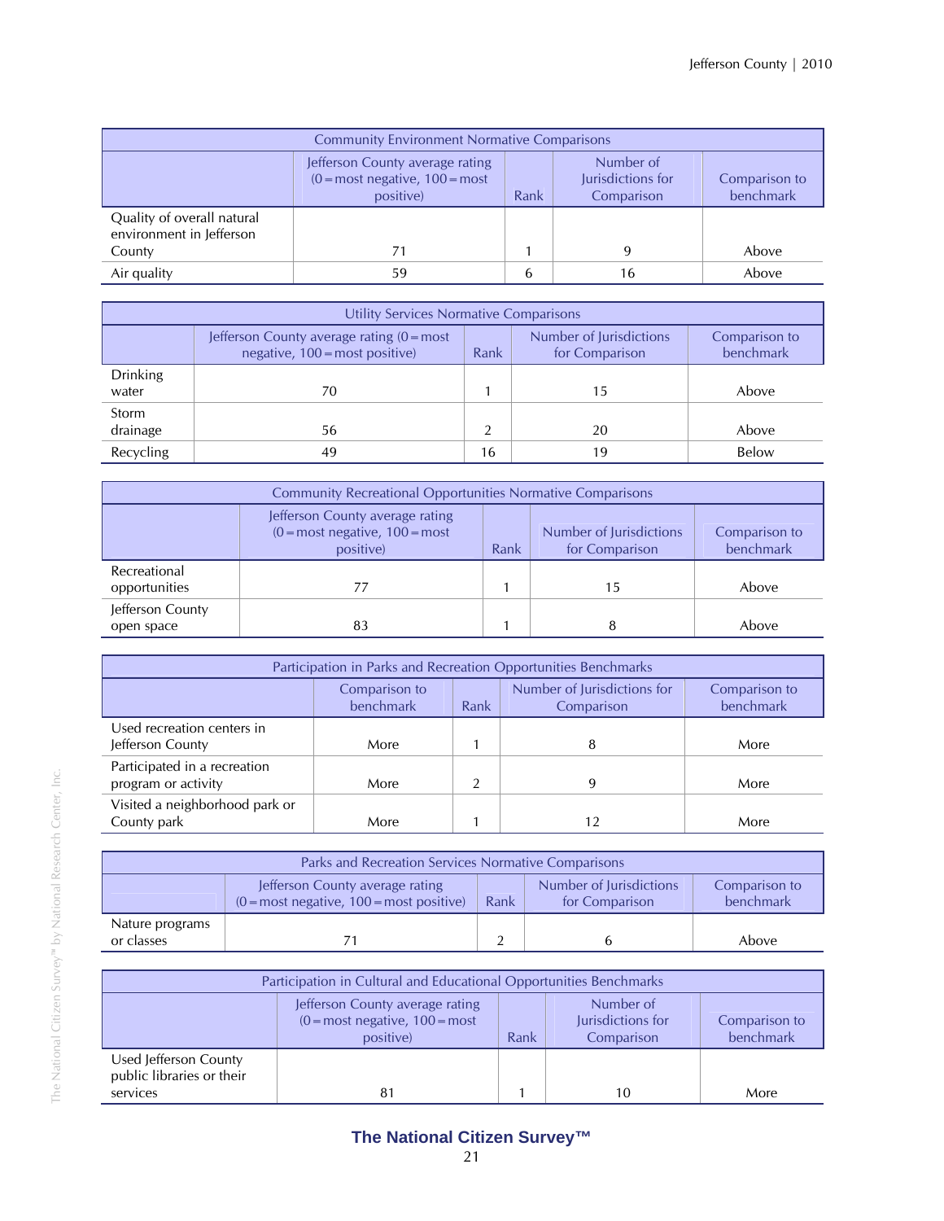| Community Environment Normative Comparisons | | | | |
|---|---|---|---|---|
| | Jefferson County average rating (0=most negative, 100=most positive) | Rank | Number of Jurisdictions for Comparison | Comparison to benchmark |
| Quality of overall natural environment in Jefferson County | 71 | 1 | 9 | Above |
| Air quality | 59 | 6 | 16 | Above |

| Utility Services Normative Comparisons | | | | |
|---|---|---|---|---|
| | Jefferson County average rating (0=most negative, 100=most positive) | Rank | Number of Jurisdictions for Comparison | Comparison to benchmark |
| Drinking water | 70 | 1 | 15 | Above |
| Storm drainage | 56 | 2 | 20 | Above |
| Recycling | 49 | 16 | 19 | Below |

| Community Recreational Opportunities Normative Comparisons | | | | |
|---|---|---|---|---|
| | Jefferson County average rating (0=most negative, 100=most positive) | Rank | Number of Jurisdictions for Comparison | Comparison to benchmark |
| Recreational opportunities | 77 | 1 | 15 | Above |
| Jefferson County open space | 83 | 1 | 8 | Above |

| Participation in Parks and Recreation Opportunities Benchmarks | | | | |
|---|---|---|---|---|
| | Comparison to benchmark | Rank | Number of Jurisdictions for Comparison | Comparison to benchmark |
| Used recreation centers in Jefferson County | More | 1 | 8 | More |
| Participated in a recreation program or activity | More | 2 | 9 | More |
| Visited a neighborhood park or County park | More | 1 | 12 | More |

| Parks and Recreation Services Normative Comparisons | | | | |
|---|---|---|---|---|
| | Jefferson County average rating (0=most negative, 100=most positive) | Rank | Number of Jurisdictions for Comparison | Comparison to benchmark |
| Nature programs or classes | 71 | 2 | 6 | Above |

| Participation in Cultural and Educational Opportunities Benchmarks | | | | |
|---|---|---|---|---|
| | Jefferson County average rating (0=most negative, 100=most positive) | Rank | Number of Jurisdictions for Comparison | Comparison to benchmark |
| Used Jefferson County public libraries or their services | 81 | 1 | 10 | More |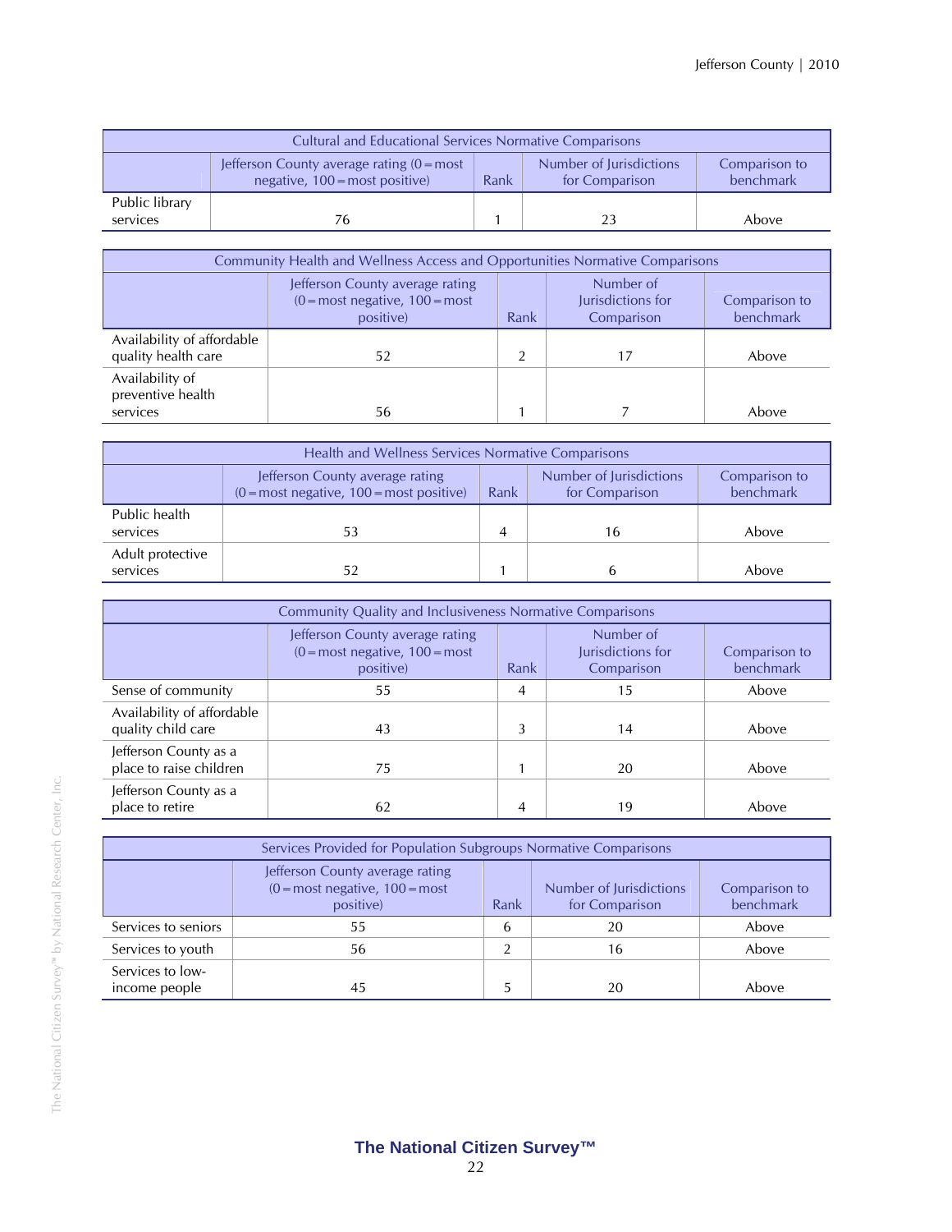| Cultural and Educational Services Normative Comparisons | | | | |
|---|---|---|---|---|
| | Jefferson County average rating (0=most negative, 100=most positive) | Rank | Number of Jurisdictions for Comparison | Comparison to benchmark |
| Public library services | 76 | 1 | 23 | Above |

| Community Health and Wellness Access and Opportunities Normative Comparisons | | | | |
|---|---|---|---|---|
| | Jefferson County average rating (0=most negative, 100=most positive) | Rank | Number of Jurisdictions for Comparison | Comparison to benchmark |
| Availability of affordable quality health care | 52 | 2 | 17 | Above |
| Availability of preventive health services | 56 | 1 | 7 | Above |

| Health and Wellness Services Normative Comparisons | | | | |
|---|---|---|---|---|
| | Jefferson County average rating (0=most negative, 100=most positive) | Rank | Number of Jurisdictions for Comparison | Comparison to benchmark |
| Public health services | 53 | 4 | 16 | Above |
| Adult protective services | 52 | 1 | 6 | Above |

| Community Quality and Inclusiveness Normative Comparisons | | | | |
|---|---|---|---|---|
| | Jefferson County average rating (0=most negative, 100=most positive) | Rank | Number of Jurisdictions for Comparison | Comparison to benchmark |
| Sense of community | 55 | 4 | 15 | Above |
| Availability of affordable quality child care | 43 | 3 | 14 | Above |
| Jefferson County as a place to raise children | 75 | 1 | 20 | Above |
| Jefferson County as a place to retire | 62 | 4 | 19 | Above |

| Services Provided for Population Subgroups Normative Comparisons | | | | |
|---|---|---|---|---|
| | Jefferson County average rating (0=most negative, 100=most positive) | Rank | Number of Jurisdictions for Comparison | Comparison to benchmark |
| Services to seniors | 55 | 6 | 20 | Above |
| Services to youth | 56 | 2 | 16 | Above |
| Services to low-income people | 45 | 5 | 20 | Above |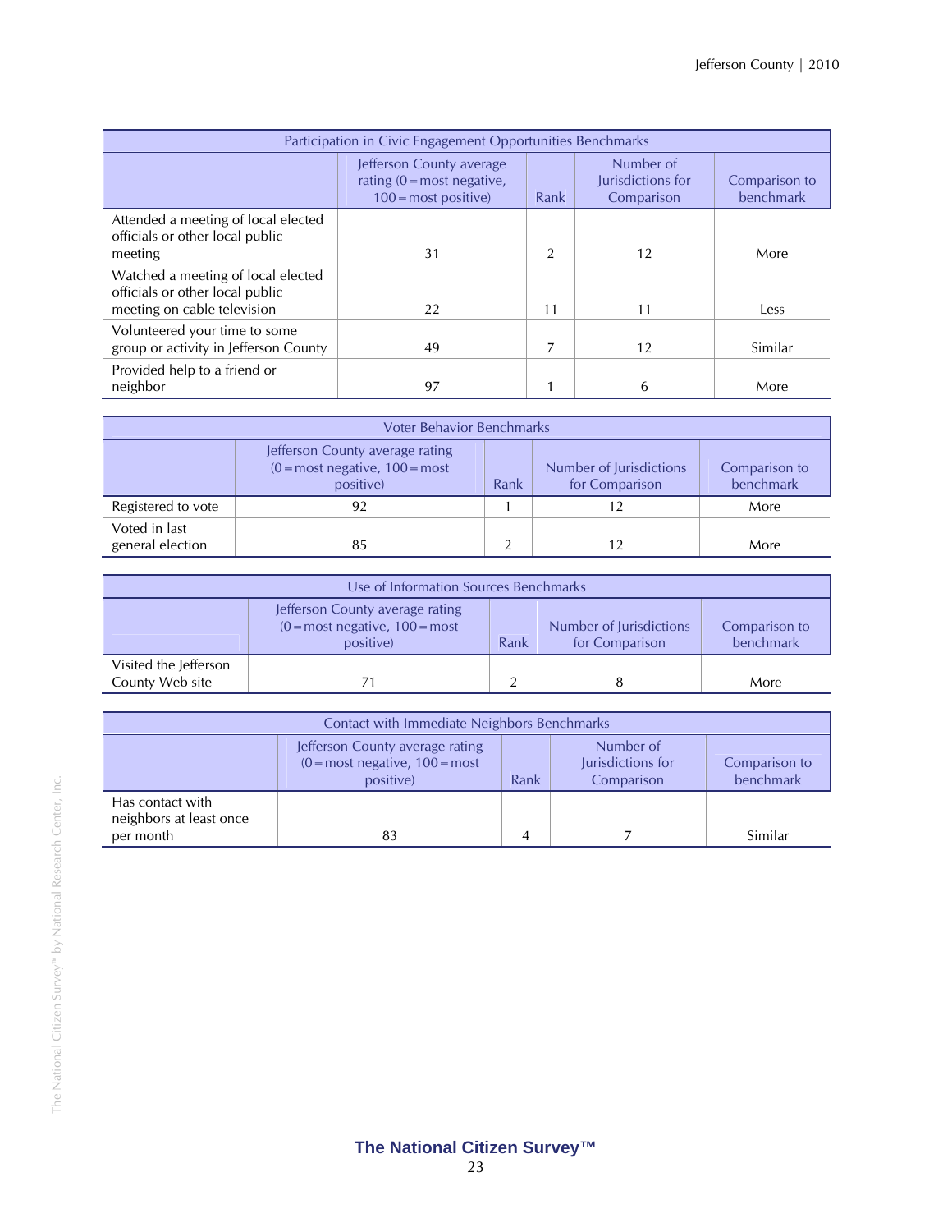| Participation in Civic Engagement Opportunities Benchmarks | | | | |
|---|---|---|---|---|
| | Jefferson County average rating (0 = most negative, 100 = most positive) | Rank | Number of Jurisdictions for Comparison | Comparison to benchmark |
| Attended a meeting of local elected officials or other local public meeting | 31 | 2 | 12 | More |
| Watched a meeting of local elected officials or other local public meeting on cable television | 22 | 11 | 11 | Less |
| Volunteered your time to some group or activity in Jefferson County | 49 | 7 | 12 | Similar |
| Provided help to a friend or neighbor | 97 | 1 | 6 | More |

| Voter Behavior Benchmarks | | | | |
|---|---|---|---|---|
| | Jefferson County average rating (0 = most negative, 100 = most positive) | Rank | Number of Jurisdictions for Comparison | Comparison to benchmark |
| Registered to vote | 92 | 1 | 12 | More |
| Voted in last general election | 85 | 2 | 12 | More |

| Use of Information Sources Benchmarks | | | | |
|---|---|---|---|---|
| | Jefferson County average rating (0 = most negative, 100 = most positive) | Rank | Number of Jurisdictions for Comparison | Comparison to benchmark |
| Visited the Jefferson County Web site | 71 | 2 | 8 | More |

| Contact with Immediate Neighbors Benchmarks | | | | |
|---|---|---|---|---|
| | Jefferson County average rating (0 = most negative, 100 = most positive) | Rank | Number of Jurisdictions for Comparison | Comparison to benchmark |
| Has contact with neighbors at least once per month | 83 | 4 | 7 | Similar |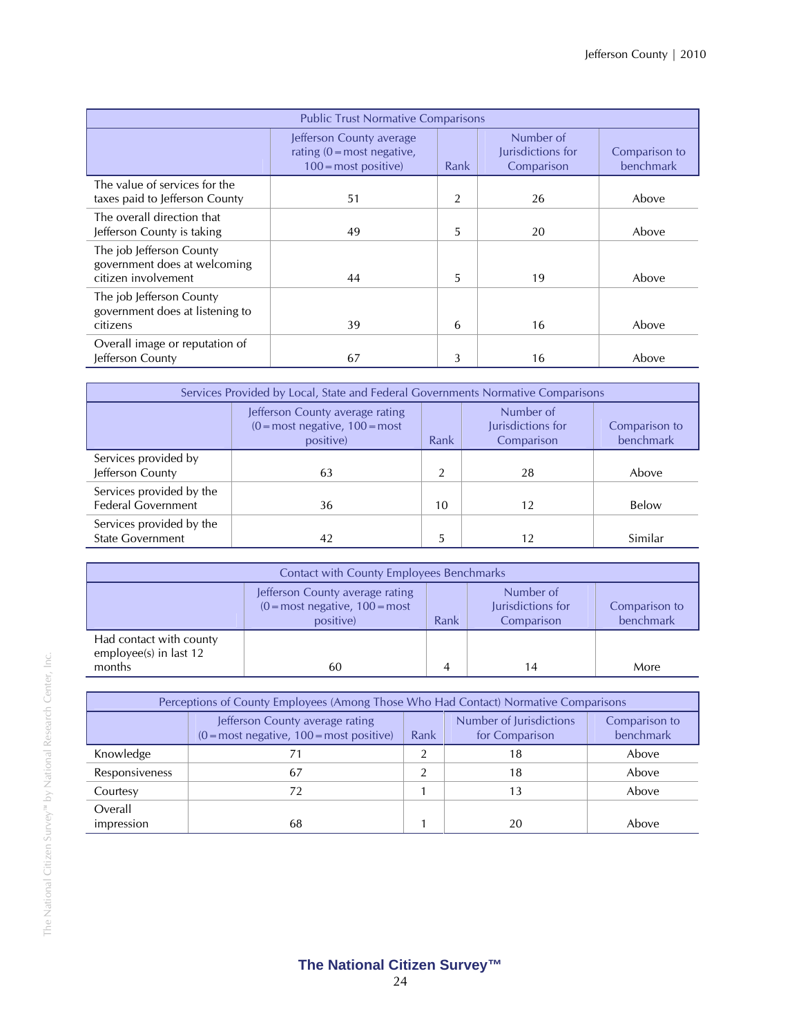| Public Trust Normative Comparisons | | | | |
|---|---|---|---|---|
| | Jefferson County average rating (0=most negative, 100=most positive) | Rank | Number of Jurisdictions for Comparison | Comparison to benchmark |
| The value of services for the taxes paid to Jefferson County | 51 | 2 | 26 | Above |
| The overall direction that Jefferson County is taking | 49 | 5 | 20 | Above |
| The job Jefferson County government does at welcoming citizen involvement | 44 | 5 | 19 | Above |
| The job Jefferson County government does at listening to citizens | 39 | 6 | 16 | Above |
| Overall image or reputation of Jefferson County | 67 | 3 | 16 | Above |

| Services Provided by Local, State and Federal Governments Normative Comparisons | | | | |
|---|---|---|---|---|
| | Jefferson County average rating (0=most negative, 100=most positive) | Rank | Number of Jurisdictions for Comparison | Comparison to benchmark |
| Services provided by Jefferson County | 63 | 2 | 28 | Above |
| Services provided by the Federal Government | 36 | 10 | 12 | Below |
| Services provided by the State Government | 42 | 5 | 12 | Similar |

| Contact with County Employees Benchmarks | | | | |
|---|---|---|---|---|
| | Jefferson County average rating (0=most negative, 100=most positive) | Rank | Number of Jurisdictions for Comparison | Comparison to benchmark |
| Had contact with county employee(s) in last 12 months | 60 | 4 | 14 | More |

| Perceptions of County Employees (Among Those Who Had Contact) Normative Comparisons | | | | |
|---|---|---|---|---|
| | Jefferson County average rating (0=most negative, 100=most positive) | Rank | Number of Jurisdictions for Comparison | Comparison to benchmark |
| Knowledge | 71 | 2 | 18 | Above |
| Responsiveness | 67 | 2 | 18 | Above |
| Courtesy | 72 | 1 | 13 | Above |
| Overall impression | 68 | 1 | 20 | Above |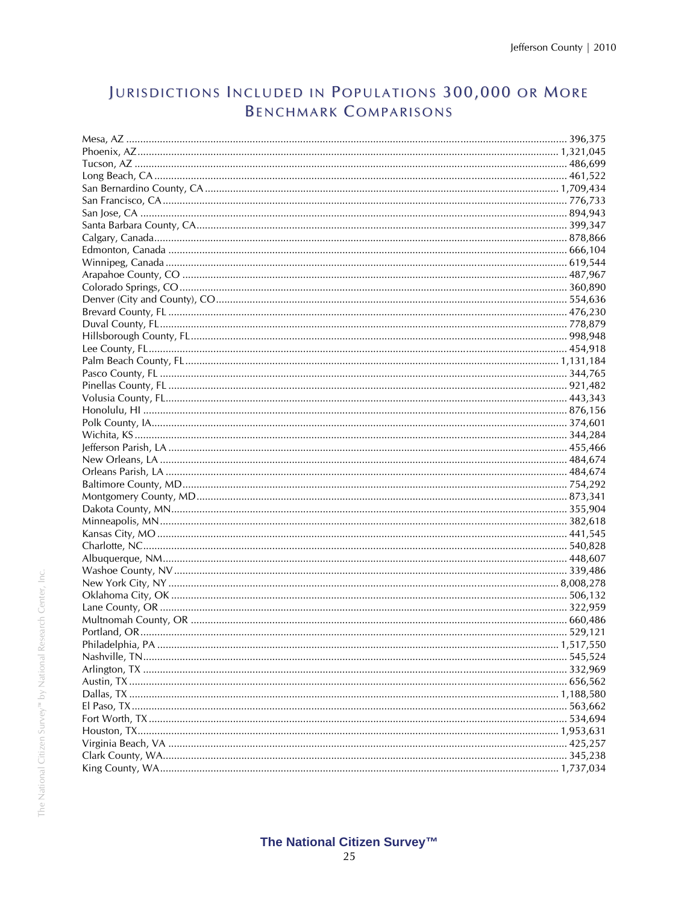## Jurisdictions Included in Populations 300,000 or More Benchmark Comparisons

| | |
|---|---|
| Mesa, AZ | 396,375 |
| Phoenix, AZ | 1,321,045 |
| Tucson, AZ | 486,699 |
| Long Beach, CA | 461,522 |
| San Bernardino County, CA | 1,709,434 |
| San Francisco, CA | 776,733 |
| San Jose, CA | 894,943 |
| Santa Barbara County, CA | 399,347 |
| Calgary, Canada | 878,866 |
| Edmonton, Canada | 666,104 |
| Winnipeg, Canada | 619,544 |
| Arapahoe County, CO | 487,967 |
| Colorado Springs, CO | 360,890 |
| Denver (City and County), CO | 554,636 |
| Brevard County, FL | 476,230 |
| Duval County, FL | 778,879 |
| Hillsborough County, FL | 998,948 |
| Lee County, FL | 454,918 |
| Palm Beach County, FL | 1,131,184 |
| Pasco County, FL | 344,765 |
| Pinellas County, FL | 921,482 |
| Volusia County, FL | 443,343 |
| Honolulu, HI | 876,156 |
| Polk County, IA | 374,601 |
| Wichita, KS | 344,284 |
| Jefferson Parish, LA | 455,466 |
| New Orleans, LA | 484,674 |
| Orleans Parish, LA | 484,674 |
| Baltimore County, MD | 754,292 |
| Montgomery County, MD | 873,341 |
| Dakota County, MN | 355,904 |
| Minneapolis, MN | 382,618 |
| Kansas City, MO | 441,545 |
| Charlotte, NC | 540,828 |
| Albuquerque, NM | 448,607 |
| Washoe County, NV | 339,486 |
| New York City, NY | 8,008,278 |
| Oklahoma City, OK | 506,132 |
| Lane County, OR | 322,959 |
| Multnomah County, OR | 660,486 |
| Portland, OR | 529,121 |
| Philadelphia, PA | 1,517,550 |
| Nashville, TN | 545,524 |
| Arlington, TX | 332,969 |
| Austin, TX | 656,562 |
| Dallas, TX | 1,188,580 |
| El Paso, TX | 563,662 |
| Fort Worth, TX | 534,694 |
| Houston, TX | 1,953,631 |
| Virginia Beach, VA | 425,257 |
| Clark County, WA | 345,238 |
| King County, WA | 1,737,034 |